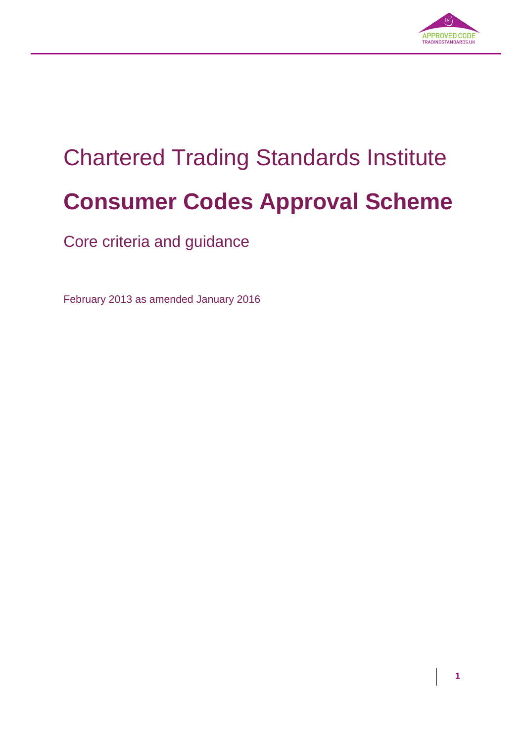Chartered Trading Standards Institute

# Consumer Codes Approval Scheme

Core criteria and guidance

February 2013 as amended January 2016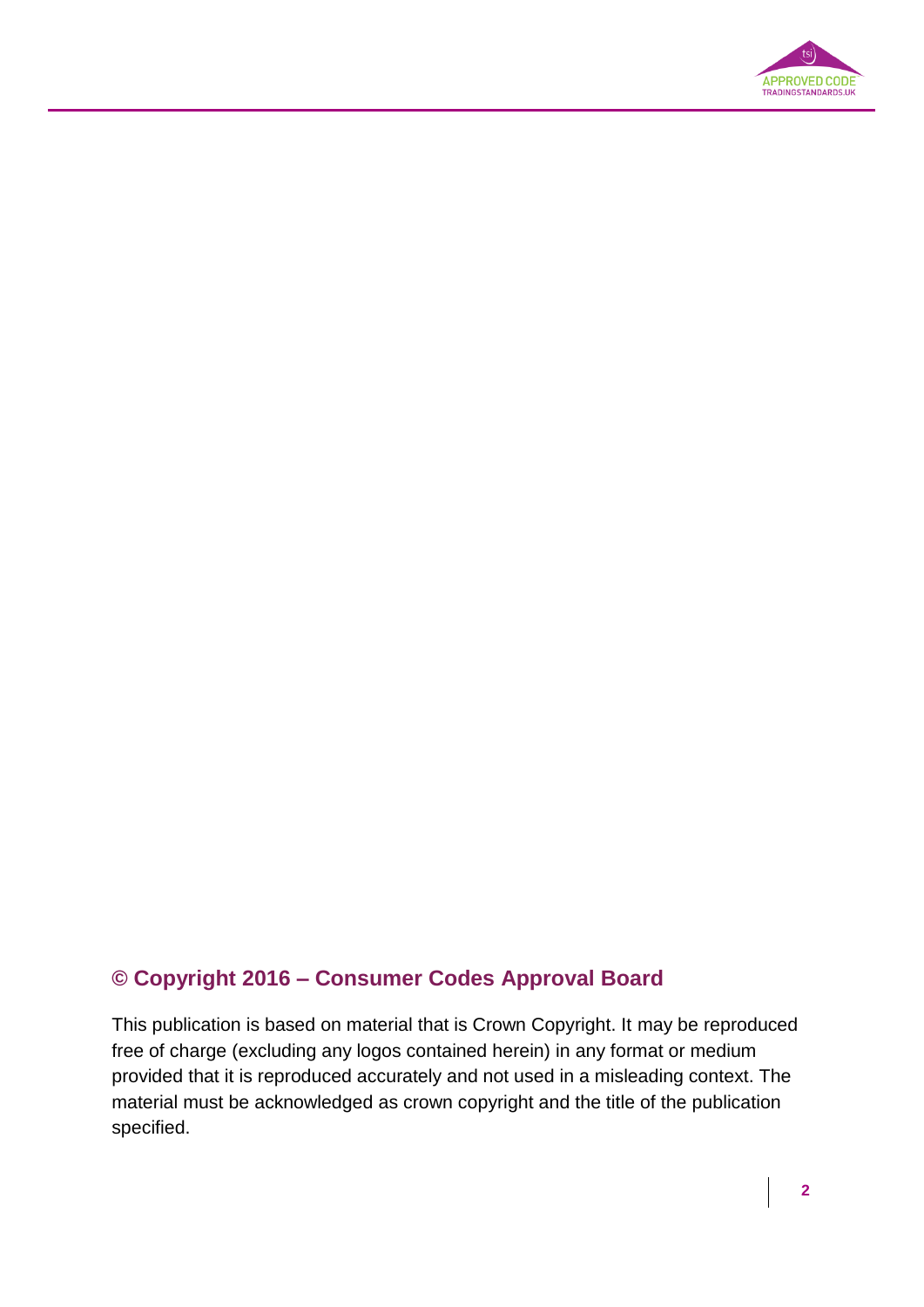## © Copyright 2016 – Consumer Codes Approval Board

This publication is based on material that is Crown Copyright. It may be reproduced free of charge (excluding any logos contained herein) in any format or medium provided that it is reproduced accurately and not used in a misleading context. The material must be acknowledged as crown copyright and the title of the publication specified.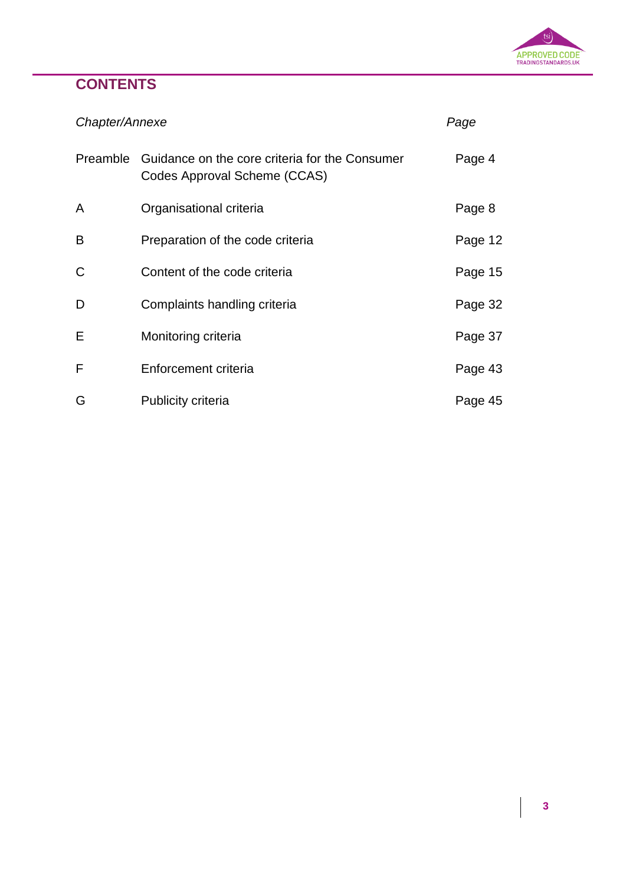## CONTENTS

| *Chapter/Annexe* | | *Page* |
|---|---|---|
| Preamble | Guidance on the core criteria for the Consumer Codes Approval Scheme (CCAS) | Page 4 |
| A | Organisational criteria | Page 8 |
| B | Preparation of the code criteria | Page 12 |
| C | Content of the code criteria | Page 15 |
| D | Complaints handling criteria | Page 32 |
| E | Monitoring criteria | Page 37 |
| F | Enforcement criteria | Page 43 |
| G | Publicity criteria | Page 45 |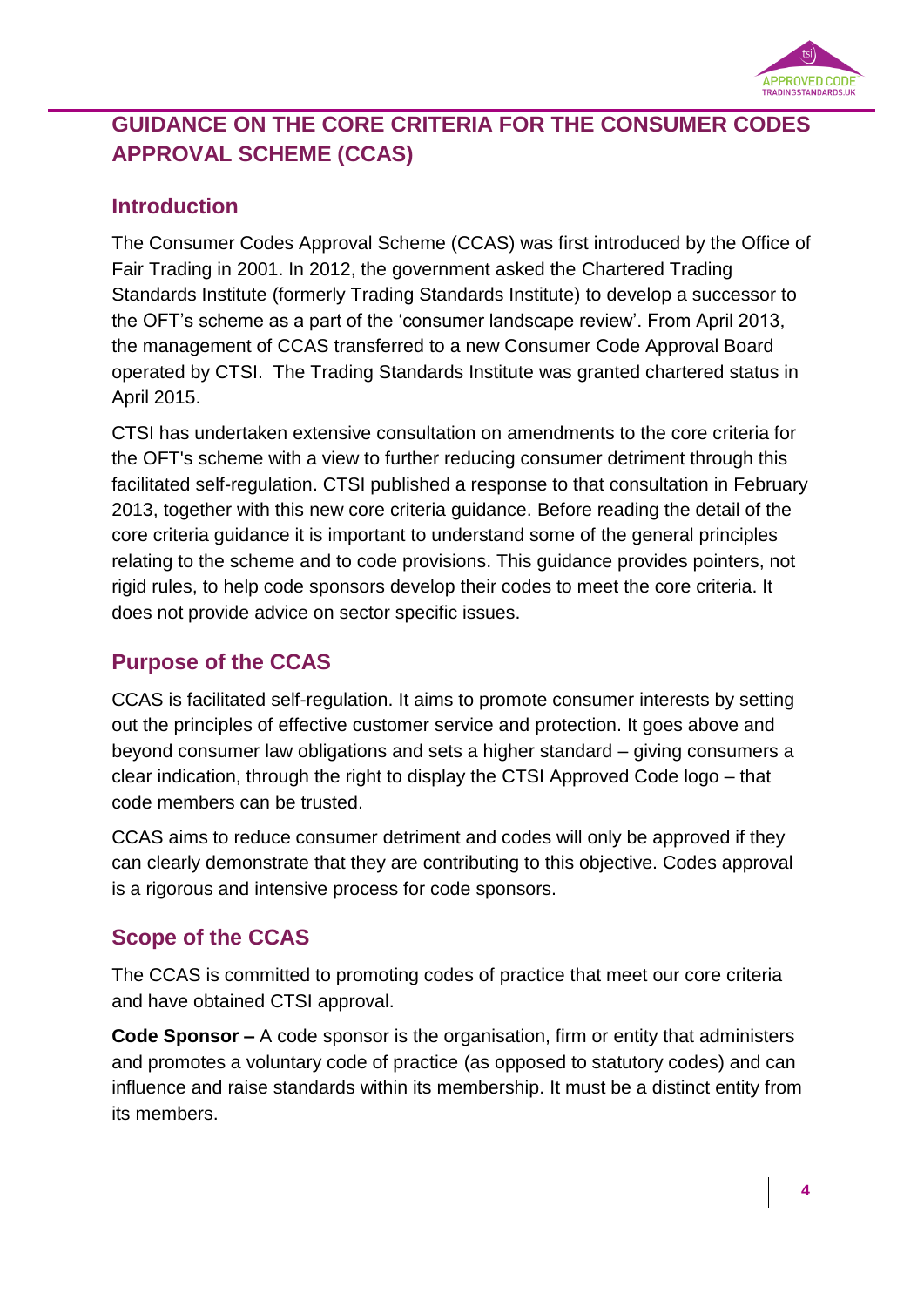# GUIDANCE ON THE CORE CRITERIA FOR THE CONSUMER CODES APPROVAL SCHEME (CCAS)

## Introduction

The Consumer Codes Approval Scheme (CCAS) was first introduced by the Office of Fair Trading in 2001. In 2012, the government asked the Chartered Trading Standards Institute (formerly Trading Standards Institute) to develop a successor to the OFT's scheme as a part of the 'consumer landscape review'. From April 2013, the management of CCAS transferred to a new Consumer Code Approval Board operated by CTSI. The Trading Standards Institute was granted chartered status in April 2015.

CTSI has undertaken extensive consultation on amendments to the core criteria for the OFT's scheme with a view to further reducing consumer detriment through this facilitated self-regulation. CTSI published a response to that consultation in February 2013, together with this new core criteria guidance. Before reading the detail of the core criteria guidance it is important to understand some of the general principles relating to the scheme and to code provisions. This guidance provides pointers, not rigid rules, to help code sponsors develop their codes to meet the core criteria. It does not provide advice on sector specific issues.

## Purpose of the CCAS

CCAS is facilitated self-regulation. It aims to promote consumer interests by setting out the principles of effective customer service and protection. It goes above and beyond consumer law obligations and sets a higher standard – giving consumers a clear indication, through the right to display the CTSI Approved Code logo – that code members can be trusted.

CCAS aims to reduce consumer detriment and codes will only be approved if they can clearly demonstrate that they are contributing to this objective. Codes approval is a rigorous and intensive process for code sponsors.

## Scope of the CCAS

The CCAS is committed to promoting codes of practice that meet our core criteria and have obtained CTSI approval.

**Code Sponsor –** A code sponsor is the organisation, firm or entity that administers and promotes a voluntary code of practice (as opposed to statutory codes) and can influence and raise standards within its membership. It must be a distinct entity from its members.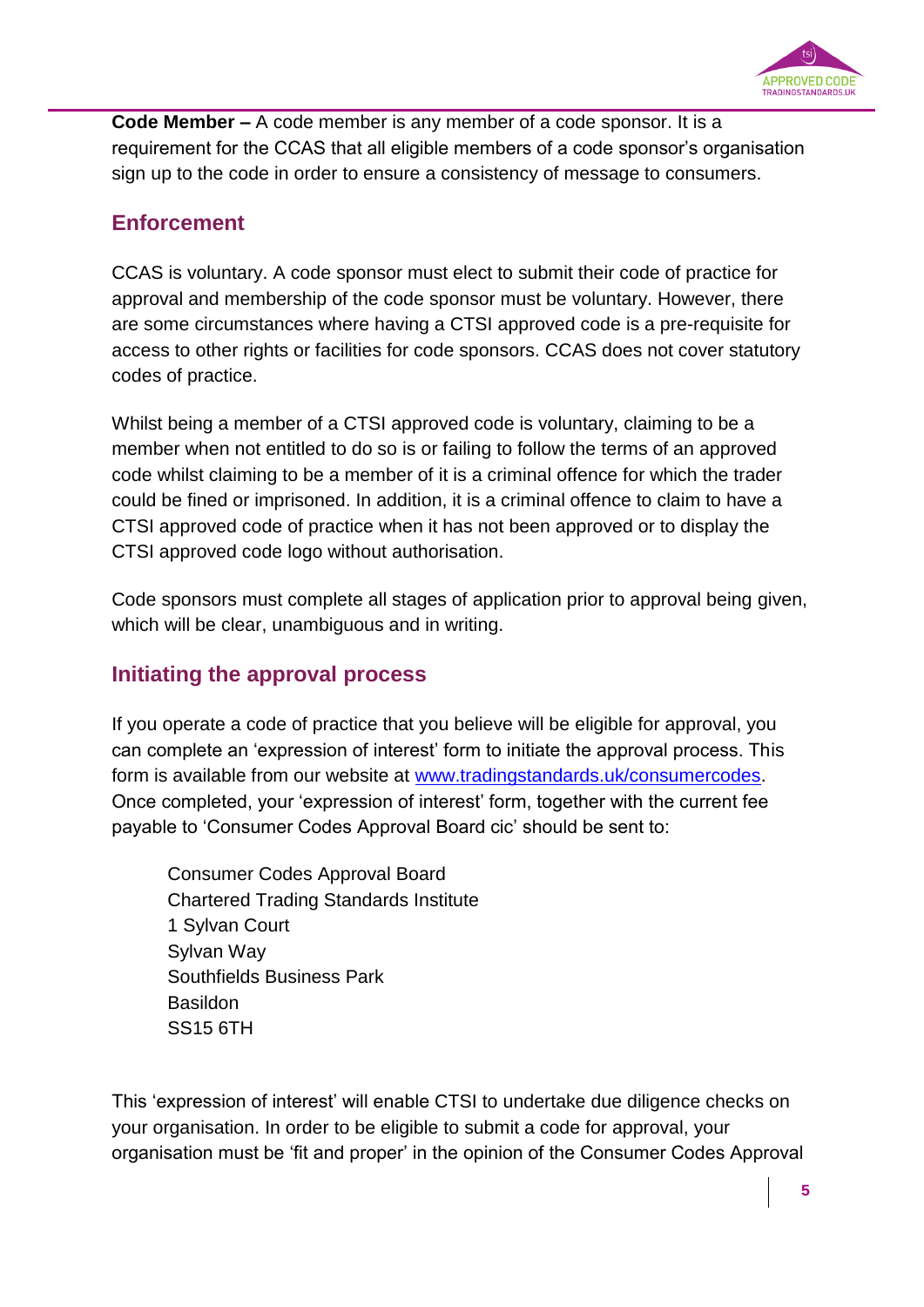**Code Member –** A code member is any member of a code sponsor. It is a requirement for the CCAS that all eligible members of a code sponsor's organisation sign up to the code in order to ensure a consistency of message to consumers.

## Enforcement

CCAS is voluntary. A code sponsor must elect to submit their code of practice for approval and membership of the code sponsor must be voluntary. However, there are some circumstances where having a CTSI approved code is a pre-requisite for access to other rights or facilities for code sponsors. CCAS does not cover statutory codes of practice.

Whilst being a member of a CTSI approved code is voluntary, claiming to be a member when not entitled to do so is or failing to follow the terms of an approved code whilst claiming to be a member of it is a criminal offence for which the trader could be fined or imprisoned. In addition, it is a criminal offence to claim to have a CTSI approved code of practice when it has not been approved or to display the CTSI approved code logo without authorisation.

Code sponsors must complete all stages of application prior to approval being given, which will be clear, unambiguous and in writing.

## Initiating the approval process

If you operate a code of practice that you believe will be eligible for approval, you can complete an 'expression of interest' form to initiate the approval process. This form is available from our website at [www.tradingstandards.uk/consumercodes](http://www.tradingstandards.uk/consumercodes). Once completed, your 'expression of interest' form, together with the current fee payable to 'Consumer Codes Approval Board cic' should be sent to:

> Consumer Codes Approval Board
> Chartered Trading Standards Institute
> 1 Sylvan Court
> Sylvan Way
> Southfields Business Park
> Basildon
> SS15 6TH

This 'expression of interest' will enable CTSI to undertake due diligence checks on your organisation. In order to be eligible to submit a code for approval, your organisation must be 'fit and proper' in the opinion of the Consumer Codes Approval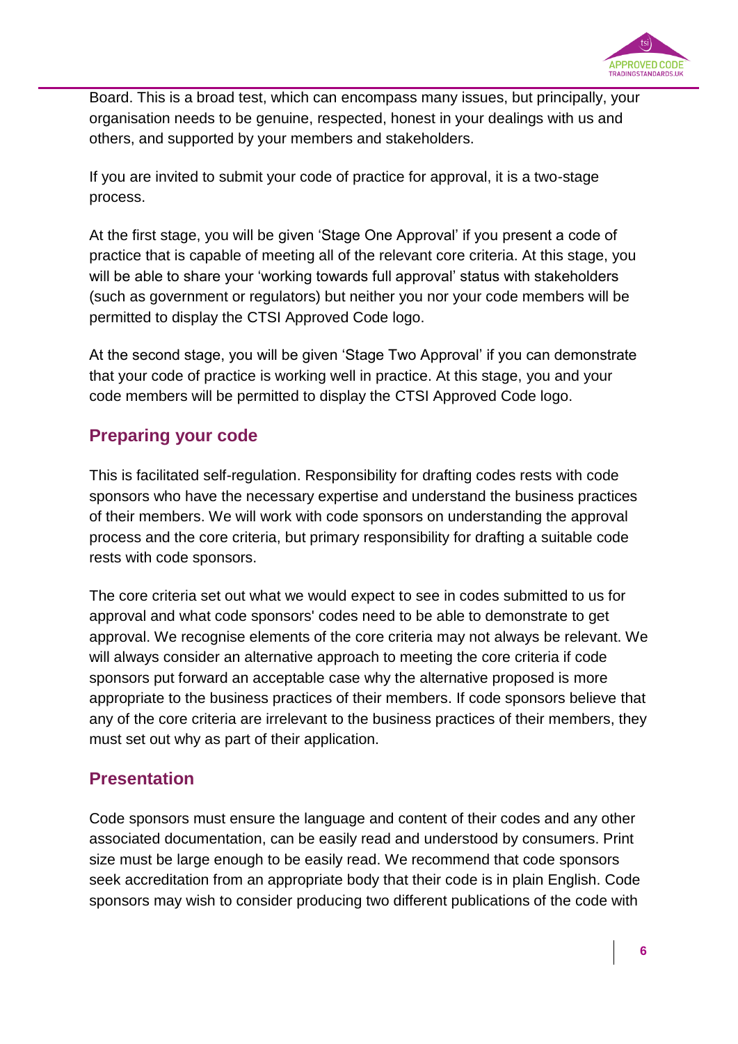Board. This is a broad test, which can encompass many issues, but principally, your organisation needs to be genuine, respected, honest in your dealings with us and others, and supported by your members and stakeholders.

If you are invited to submit your code of practice for approval, it is a two-stage process.

At the first stage, you will be given 'Stage One Approval' if you present a code of practice that is capable of meeting all of the relevant core criteria. At this stage, you will be able to share your 'working towards full approval' status with stakeholders (such as government or regulators) but neither you nor your code members will be permitted to display the CTSI Approved Code logo.

At the second stage, you will be given 'Stage Two Approval' if you can demonstrate that your code of practice is working well in practice. At this stage, you and your code members will be permitted to display the CTSI Approved Code logo.

## Preparing your code

This is facilitated self-regulation. Responsibility for drafting codes rests with code sponsors who have the necessary expertise and understand the business practices of their members. We will work with code sponsors on understanding the approval process and the core criteria, but primary responsibility for drafting a suitable code rests with code sponsors.

The core criteria set out what we would expect to see in codes submitted to us for approval and what code sponsors' codes need to be able to demonstrate to get approval. We recognise elements of the core criteria may not always be relevant. We will always consider an alternative approach to meeting the core criteria if code sponsors put forward an acceptable case why the alternative proposed is more appropriate to the business practices of their members. If code sponsors believe that any of the core criteria are irrelevant to the business practices of their members, they must set out why as part of their application.

## Presentation

Code sponsors must ensure the language and content of their codes and any other associated documentation, can be easily read and understood by consumers. Print size must be large enough to be easily read. We recommend that code sponsors seek accreditation from an appropriate body that their code is in plain English. Code sponsors may wish to consider producing two different publications of the code with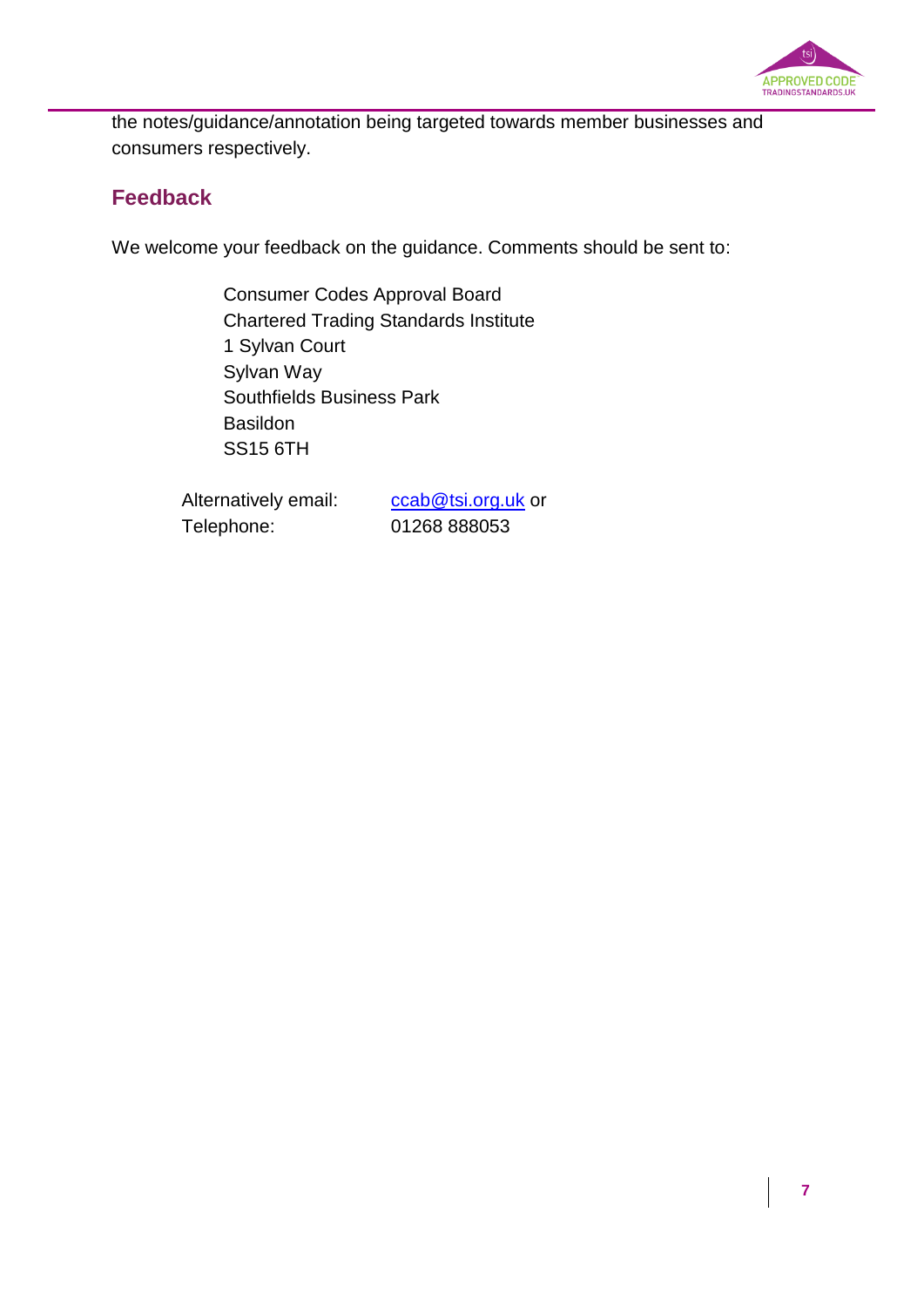the notes/guidance/annotation being targeted towards member businesses and consumers respectively.

## Feedback

We welcome your feedback on the guidance. Comments should be sent to:

Consumer Codes Approval Board
Chartered Trading Standards Institute
1 Sylvan Court
Sylvan Way
Southfields Business Park
Basildon
SS15 6TH

Alternatively email: ccab@tsi.org.uk or
Telephone: 01268 888053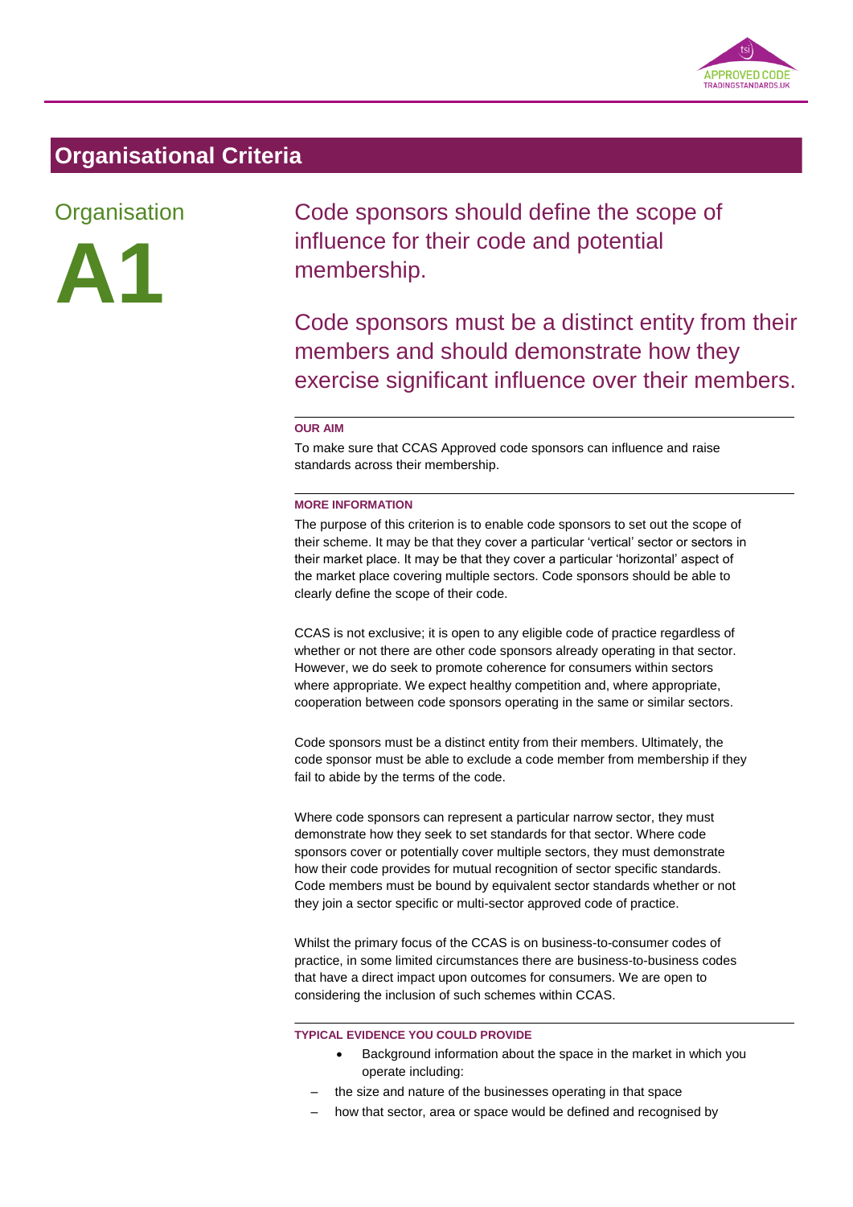## Organisational Criteria

### Organisation

# A1

Code sponsors should define the scope of influence for their code and potential membership.

Code sponsors must be a distinct entity from their members and should demonstrate how they exercise significant influence over their members.

**OUR AIM**

To make sure that CCAS Approved code sponsors can influence and raise standards across their membership.

**MORE INFORMATION**

The purpose of this criterion is to enable code sponsors to set out the scope of their scheme. It may be that they cover a particular 'vertical' sector or sectors in their market place. It may be that they cover a particular 'horizontal' aspect of the market place covering multiple sectors. Code sponsors should be able to clearly define the scope of their code.

CCAS is not exclusive; it is open to any eligible code of practice regardless of whether or not there are other code sponsors already operating in that sector. However, we do seek to promote coherence for consumers within sectors where appropriate. We expect healthy competition and, where appropriate, cooperation between code sponsors operating in the same or similar sectors.

Code sponsors must be a distinct entity from their members. Ultimately, the code sponsor must be able to exclude a code member from membership if they fail to abide by the terms of the code.

Where code sponsors can represent a particular narrow sector, they must demonstrate how they seek to set standards for that sector. Where code sponsors cover or potentially cover multiple sectors, they must demonstrate how their code provides for mutual recognition of sector specific standards. Code members must be bound by equivalent sector standards whether or not they join a sector specific or multi-sector approved code of practice.

Whilst the primary focus of the CCAS is on business-to-consumer codes of practice, in some limited circumstances there are business-to-business codes that have a direct impact upon outcomes for consumers. We are open to considering the inclusion of such schemes within CCAS.

**TYPICAL EVIDENCE YOU COULD PROVIDE**

- Background information about the space in the market in which you operate including:
  - the size and nature of the businesses operating in that space
  - how that sector, area or space would be defined and recognised by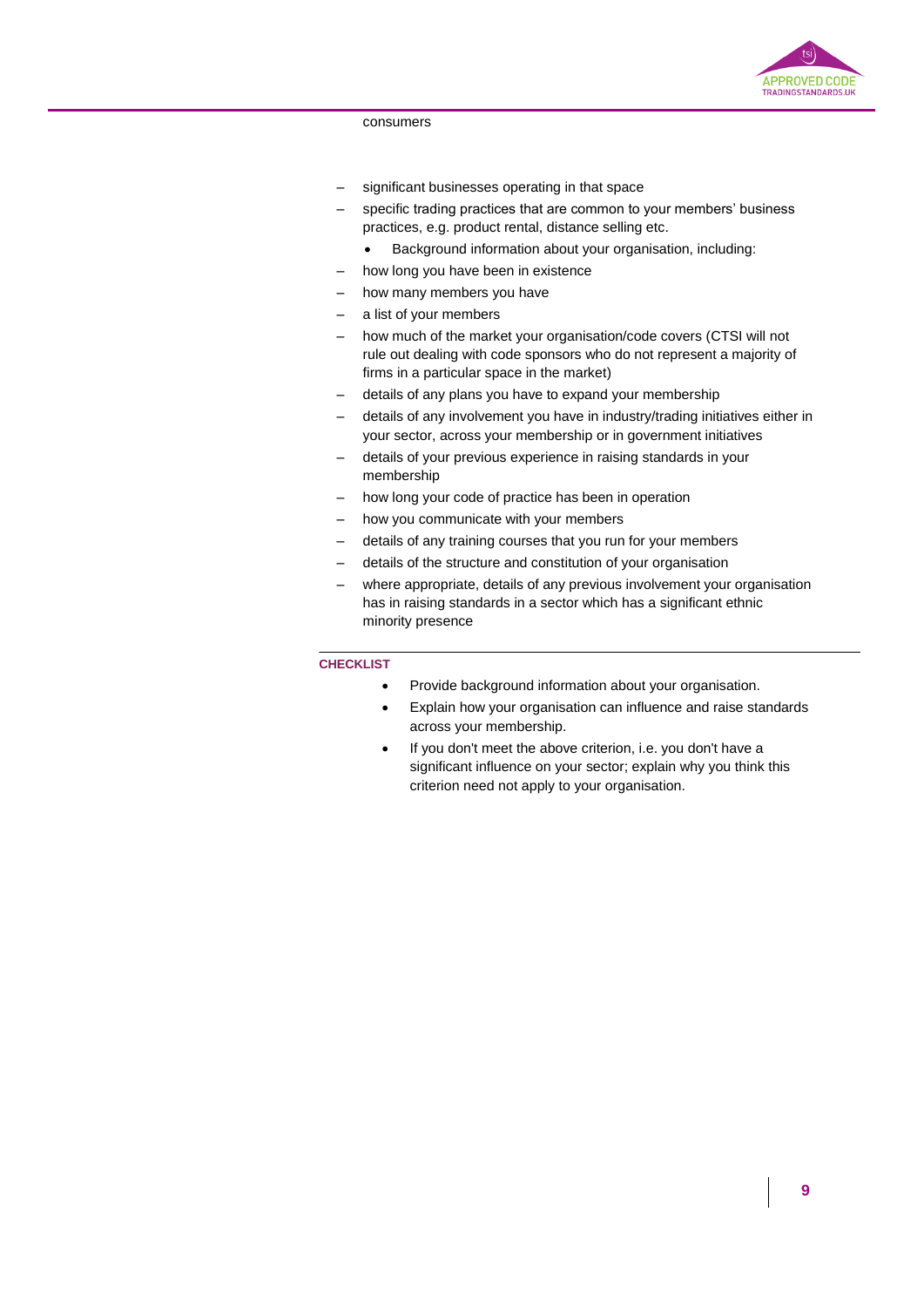consumers

- significant businesses operating in that space
- specific trading practices that are common to your members' business practices, e.g. product rental, distance selling etc.
  - Background information about your organisation, including:
- how long you have been in existence
- how many members you have
- a list of your members
- how much of the market your organisation/code covers (CTSI will not rule out dealing with code sponsors who do not represent a majority of firms in a particular space in the market)
- details of any plans you have to expand your membership
- details of any involvement you have in industry/trading initiatives either in your sector, across your membership or in government initiatives
- details of your previous experience in raising standards in your membership
- how long your code of practice has been in operation
- how you communicate with your members
- details of any training courses that you run for your members
- details of the structure and constitution of your organisation
- where appropriate, details of any previous involvement your organisation has in raising standards in a sector which has a significant ethnic minority presence

---

**CHECKLIST**

- Provide background information about your organisation.
- Explain how your organisation can influence and raise standards across your membership.
- If you don't meet the above criterion, i.e. you don't have a significant influence on your sector; explain why you think this criterion need not apply to your organisation.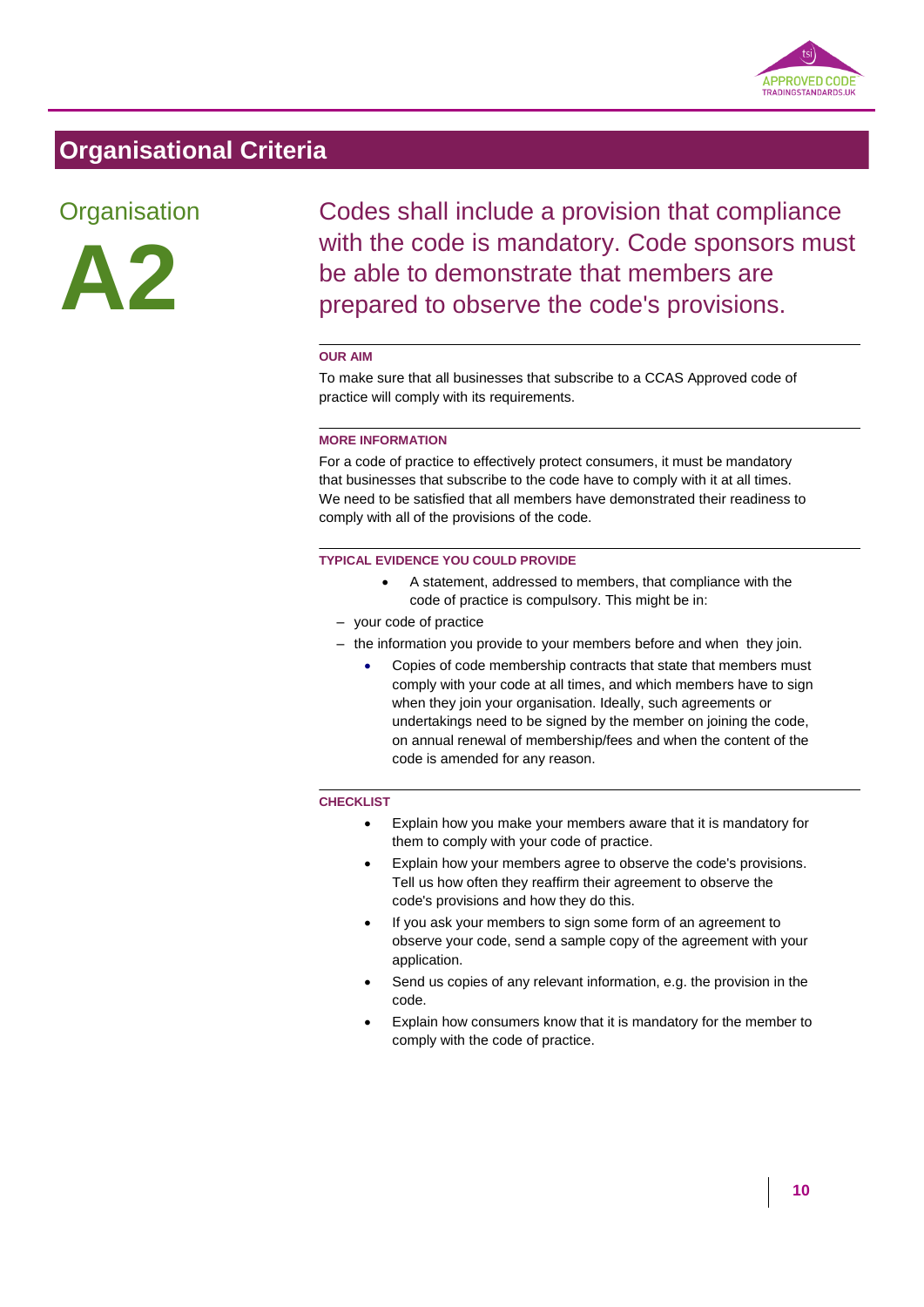# Organisational Criteria

## Organisation

## A2

### Codes shall include a provision that compliance with the code is mandatory. Code sponsors must be able to demonstrate that members are prepared to observe the code's provisions.

**OUR AIM**

To make sure that all businesses that subscribe to a CCAS Approved code of practice will comply with its requirements.

**MORE INFORMATION**

For a code of practice to effectively protect consumers, it must be mandatory that businesses that subscribe to the code have to comply with it at all times. We need to be satisfied that all members have demonstrated their readiness to comply with all of the provisions of the code.

**TYPICAL EVIDENCE YOU COULD PROVIDE**

- A statement, addressed to members, that compliance with the code of practice is compulsory. This might be in:
  - your code of practice
  - the information you provide to your members before and when they join.
- Copies of code membership contracts that state that members must comply with your code at all times, and which members have to sign when they join your organisation. Ideally, such agreements or undertakings need to be signed by the member on joining the code, on annual renewal of membership/fees and when the content of the code is amended for any reason.

**CHECKLIST**

- Explain how you make your members aware that it is mandatory for them to comply with your code of practice.
- Explain how your members agree to observe the code's provisions. Tell us how often they reaffirm their agreement to observe the code's provisions and how they do this.
- If you ask your members to sign some form of an agreement to observe your code, send a sample copy of the agreement with your application.
- Send us copies of any relevant information, e.g. the provision in the code.
- Explain how consumers know that it is mandatory for the member to comply with the code of practice.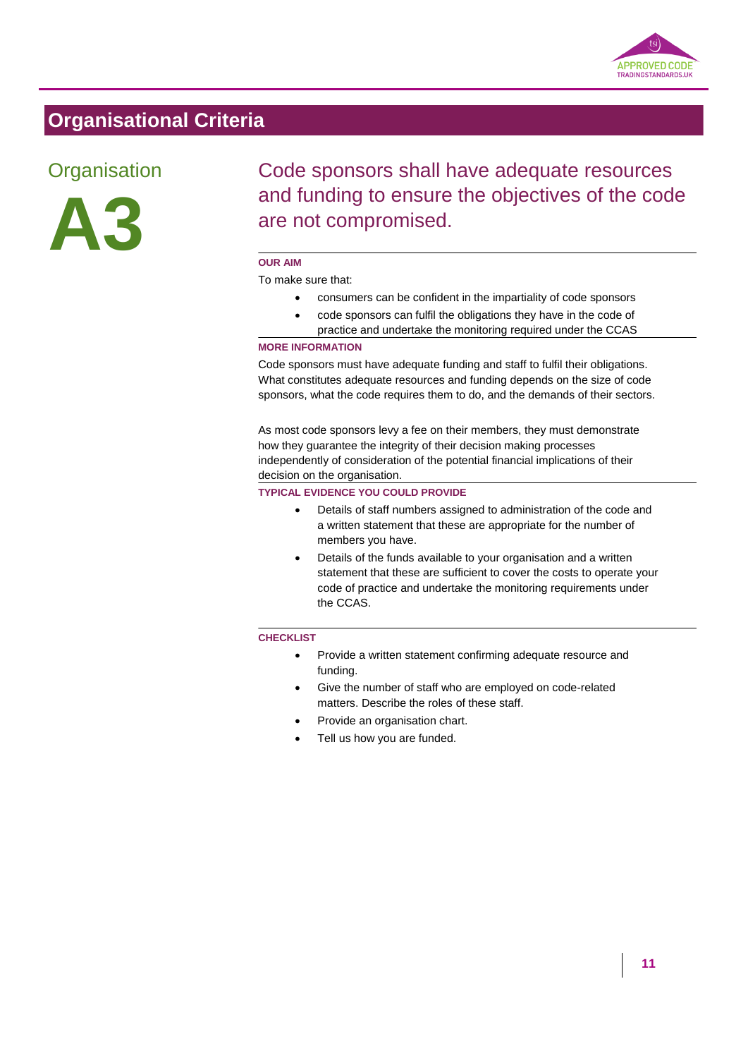## Organisational Criteria

### Organisation

# A3

### Code sponsors shall have adequate resources and funding to ensure the objectives of the code are not compromised.

**OUR AIM**

To make sure that:

- consumers can be confident in the impartiality of code sponsors
- code sponsors can fulfil the obligations they have in the code of practice and undertake the monitoring required under the CCAS

**MORE INFORMATION**

Code sponsors must have adequate funding and staff to fulfil their obligations. What constitutes adequate resources and funding depends on the size of code sponsors, what the code requires them to do, and the demands of their sectors.

As most code sponsors levy a fee on their members, they must demonstrate how they guarantee the integrity of their decision making processes independently of consideration of the potential financial implications of their decision on the organisation.

**TYPICAL EVIDENCE YOU COULD PROVIDE**

- Details of staff numbers assigned to administration of the code and a written statement that these are appropriate for the number of members you have.
- Details of the funds available to your organisation and a written statement that these are sufficient to cover the costs to operate your code of practice and undertake the monitoring requirements under the CCAS.

**CHECKLIST**

- Provide a written statement confirming adequate resource and funding.
- Give the number of staff who are employed on code-related matters. Describe the roles of these staff.
- Provide an organisation chart.
- Tell us how you are funded.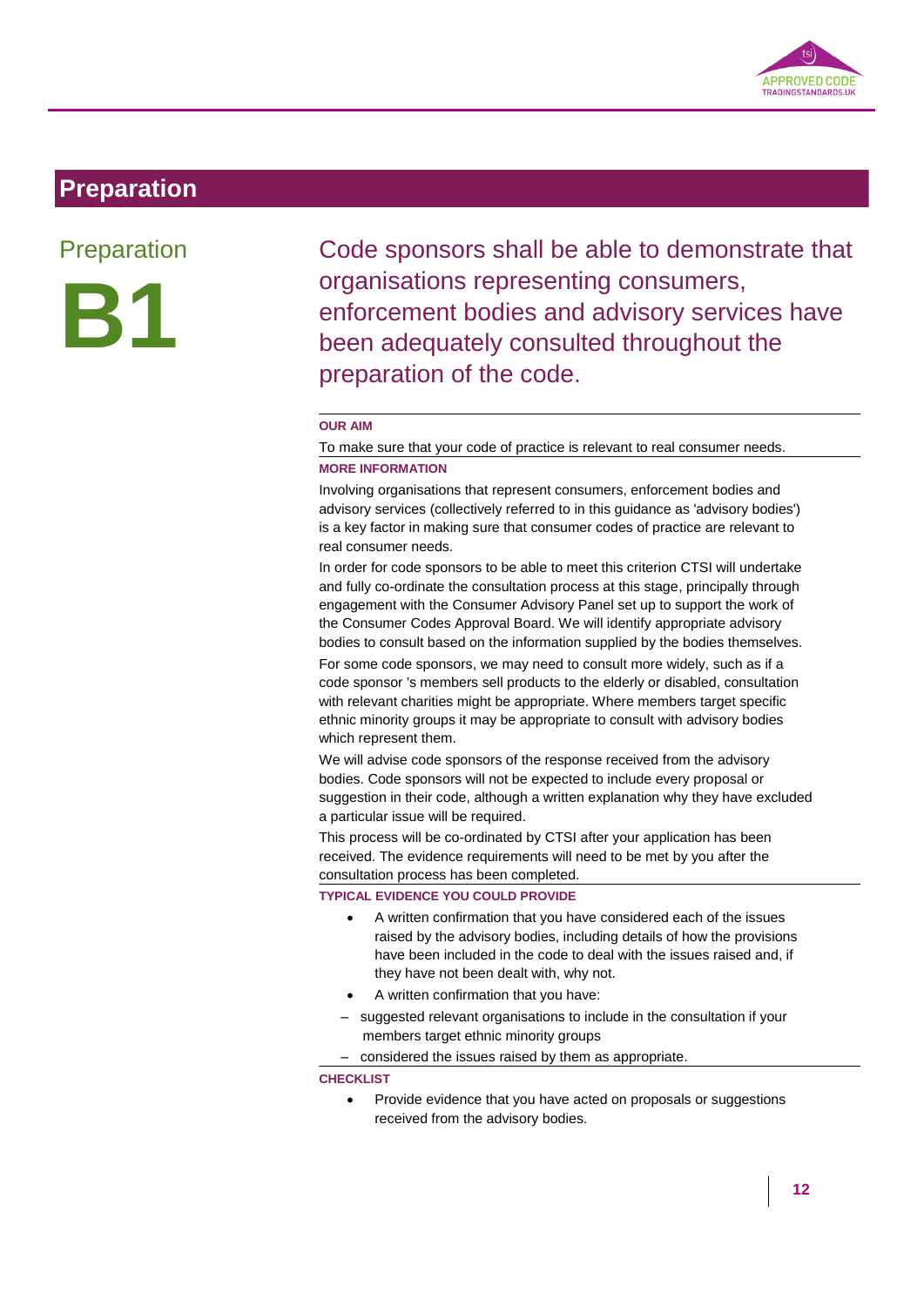# Preparation

## Preparation B1

**Code sponsors shall be able to demonstrate that organisations representing consumers, enforcement bodies and advisory services have been adequately consulted throughout the preparation of the code.**

### OUR AIM

To make sure that your code of practice is relevant to real consumer needs.

### MORE INFORMATION

Involving organisations that represent consumers, enforcement bodies and advisory services (collectively referred to in this guidance as 'advisory bodies') is a key factor in making sure that consumer codes of practice are relevant to real consumer needs.

In order for code sponsors to be able to meet this criterion CTSI will undertake and fully co-ordinate the consultation process at this stage, principally through engagement with the Consumer Advisory Panel set up to support the work of the Consumer Codes Approval Board. We will identify appropriate advisory bodies to consult based on the information supplied by the bodies themselves.

For some code sponsors, we may need to consult more widely, such as if a code sponsor 's members sell products to the elderly or disabled, consultation with relevant charities might be appropriate. Where members target specific ethnic minority groups it may be appropriate to consult with advisory bodies which represent them.

We will advise code sponsors of the response received from the advisory bodies. Code sponsors will not be expected to include every proposal or suggestion in their code, although a written explanation why they have excluded a particular issue will be required.

This process will be co-ordinated by CTSI after your application has been received. The evidence requirements will need to be met by you after the consultation process has been completed.

### TYPICAL EVIDENCE YOU COULD PROVIDE

- A written confirmation that you have considered each of the issues raised by the advisory bodies, including details of how the provisions have been included in the code to deal with the issues raised and, if they have not been dealt with, why not.
- A written confirmation that you have:
  - suggested relevant organisations to include in the consultation if your members target ethnic minority groups
  - considered the issues raised by them as appropriate.

### CHECKLIST

- Provide evidence that you have acted on proposals or suggestions received from the advisory bodies.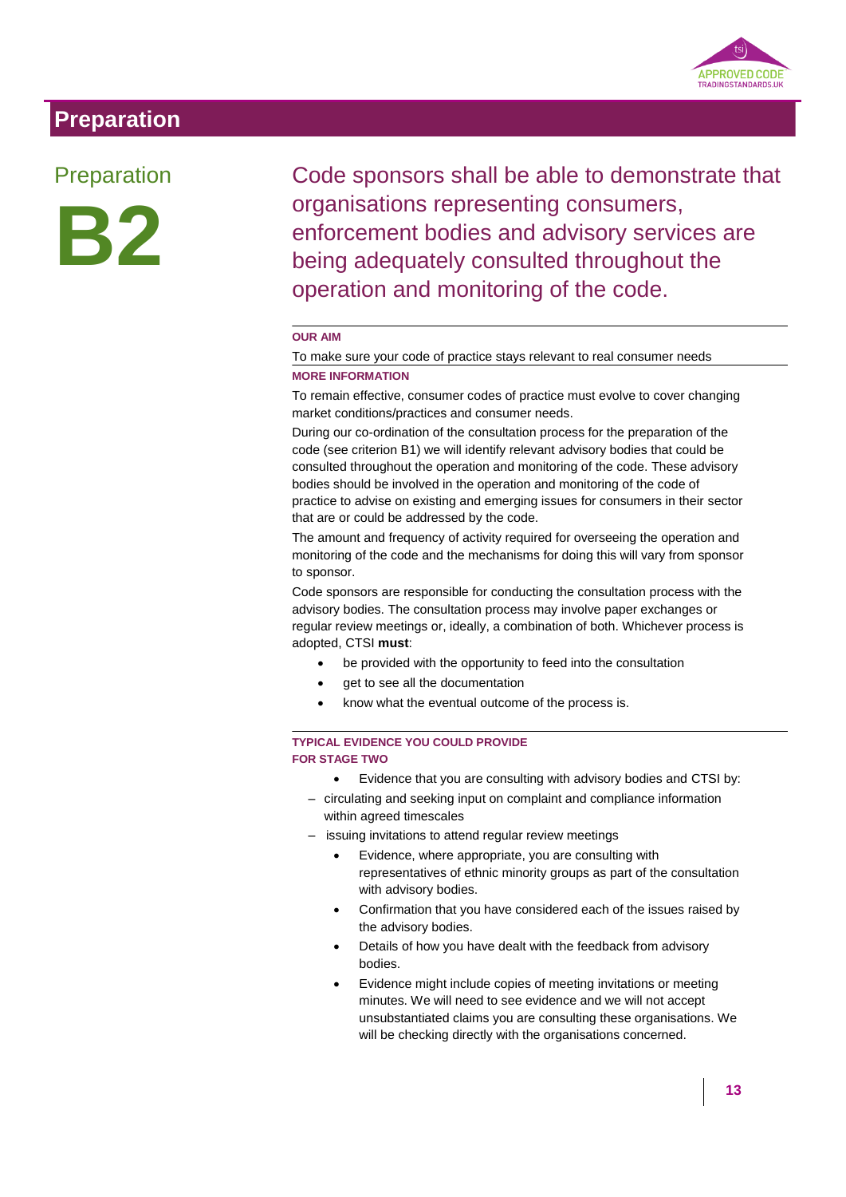# Preparation

## Preparation

# B2

## Code sponsors shall be able to demonstrate that organisations representing consumers, enforcement bodies and advisory services are being adequately consulted throughout the operation and monitoring of the code.

**OUR AIM**

To make sure your code of practice stays relevant to real consumer needs

**MORE INFORMATION**

To remain effective, consumer codes of practice must evolve to cover changing market conditions/practices and consumer needs.

During our co-ordination of the consultation process for the preparation of the code (see criterion B1) we will identify relevant advisory bodies that could be consulted throughout the operation and monitoring of the code. These advisory bodies should be involved in the operation and monitoring of the code of practice to advise on existing and emerging issues for consumers in their sector that are or could be addressed by the code.

The amount and frequency of activity required for overseeing the operation and monitoring of the code and the mechanisms for doing this will vary from sponsor to sponsor.

Code sponsors are responsible for conducting the consultation process with the advisory bodies. The consultation process may involve paper exchanges or regular review meetings or, ideally, a combination of both. Whichever process is adopted, CTSI **must**:

- be provided with the opportunity to feed into the consultation
- get to see all the documentation
- know what the eventual outcome of the process is.

**TYPICAL EVIDENCE YOU COULD PROVIDE FOR STAGE TWO**

- Evidence that you are consulting with advisory bodies and CTSI by:
  - circulating and seeking input on complaint and compliance information within agreed timescales
  - issuing invitations to attend regular review meetings
- Evidence, where appropriate, you are consulting with representatives of ethnic minority groups as part of the consultation with advisory bodies.
- Confirmation that you have considered each of the issues raised by the advisory bodies.
- Details of how you have dealt with the feedback from advisory bodies.
- Evidence might include copies of meeting invitations or meeting minutes. We will need to see evidence and we will not accept unsubstantiated claims you are consulting these organisations. We will be checking directly with the organisations concerned.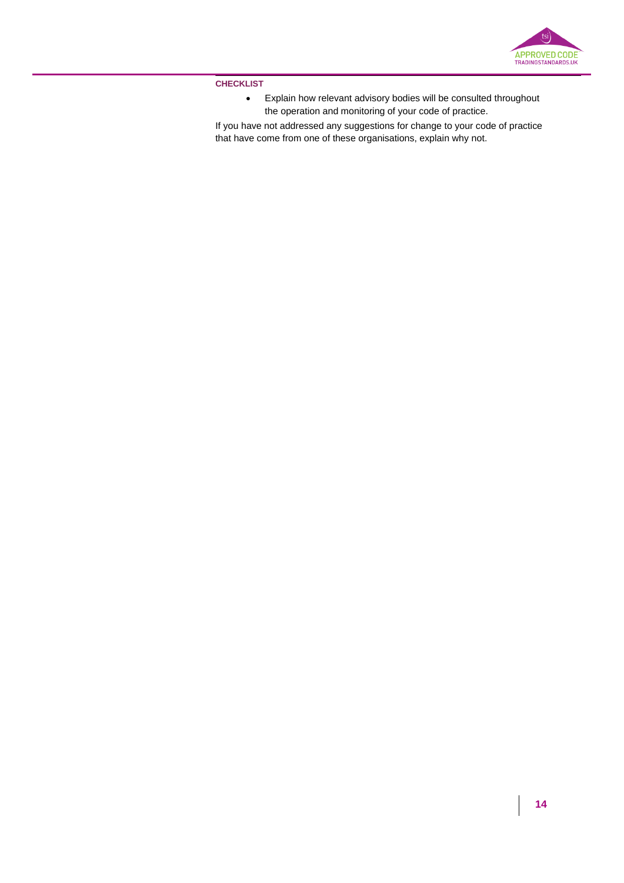**CHECKLIST**

- Explain how relevant advisory bodies will be consulted throughout the operation and monitoring of your code of practice.

If you have not addressed any suggestions for change to your code of practice that have come from one of these organisations, explain why not.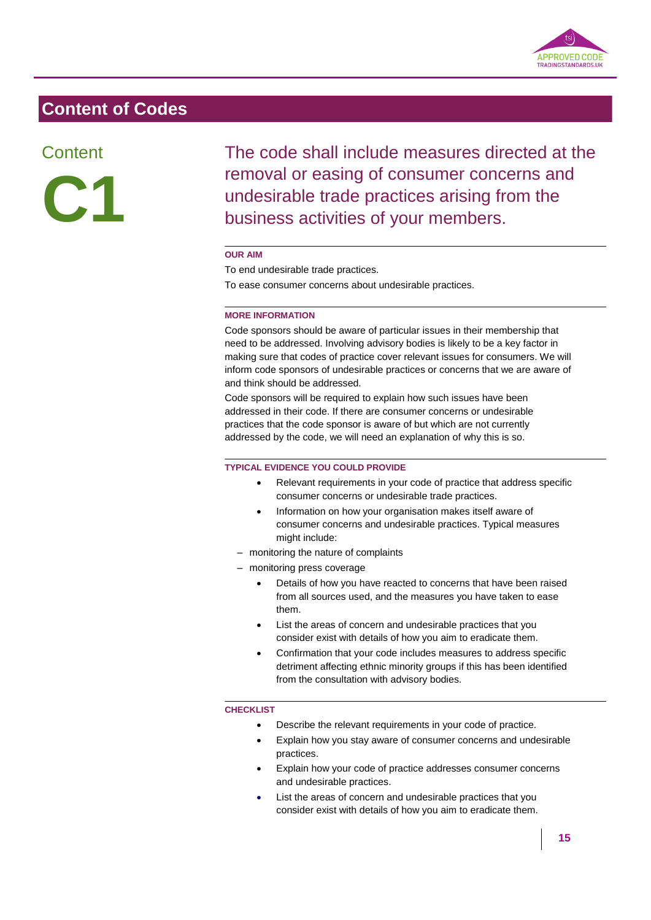## Content of Codes

### Content

# C1

The code shall include measures directed at the removal or easing of consumer concerns and undesirable trade practices arising from the business activities of your members.

**OUR AIM**

To end undesirable trade practices.

To ease consumer concerns about undesirable practices.

**MORE INFORMATION**

Code sponsors should be aware of particular issues in their membership that need to be addressed. Involving advisory bodies is likely to be a key factor in making sure that codes of practice cover relevant issues for consumers. We will inform code sponsors of undesirable practices or concerns that we are aware of and think should be addressed.

Code sponsors will be required to explain how such issues have been addressed in their code. If there are consumer concerns or undesirable practices that the code sponsor is aware of but which are not currently addressed by the code, we will need an explanation of why this is so.

**TYPICAL EVIDENCE YOU COULD PROVIDE**

- Relevant requirements in your code of practice that address specific consumer concerns or undesirable trade practices.
- Information on how your organisation makes itself aware of consumer concerns and undesirable practices. Typical measures might include:
  - monitoring the nature of complaints
  - monitoring press coverage
- Details of how you have reacted to concerns that have been raised from all sources used, and the measures you have taken to ease them.
- List the areas of concern and undesirable practices that you consider exist with details of how you aim to eradicate them.
- Confirmation that your code includes measures to address specific detriment affecting ethnic minority groups if this has been identified from the consultation with advisory bodies.

**CHECKLIST**

- Describe the relevant requirements in your code of practice.
- Explain how you stay aware of consumer concerns and undesirable practices.
- Explain how your code of practice addresses consumer concerns and undesirable practices.
- List the areas of concern and undesirable practices that you consider exist with details of how you aim to eradicate them.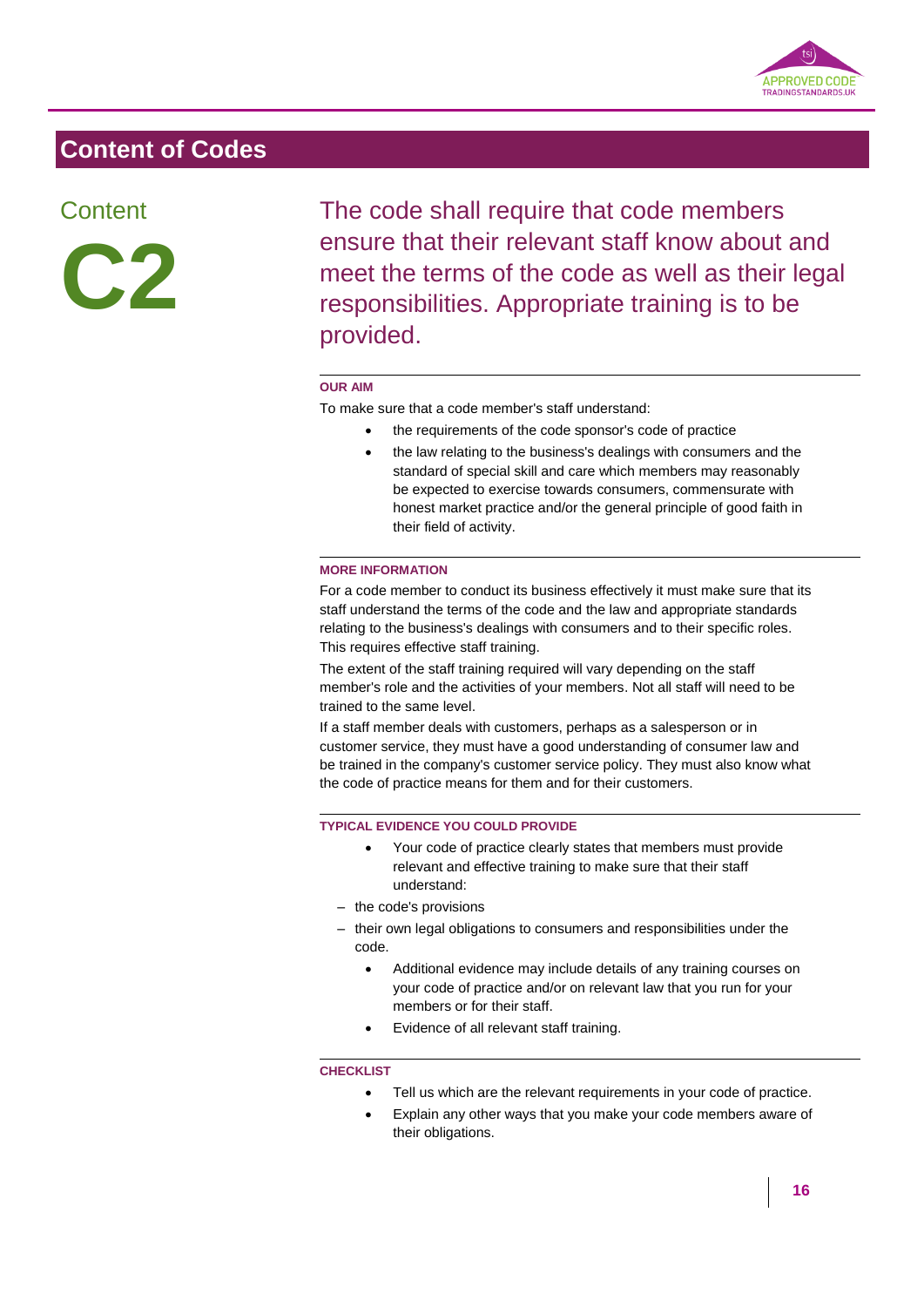## Content of Codes

### Content C2

The code shall require that code members ensure that their relevant staff know about and meet the terms of the code as well as their legal responsibilities. Appropriate training is to be provided.

**OUR AIM**

To make sure that a code member's staff understand:

- the requirements of the code sponsor's code of practice
- the law relating to the business's dealings with consumers and the standard of special skill and care which members may reasonably be expected to exercise towards consumers, commensurate with honest market practice and/or the general principle of good faith in their field of activity.

**MORE INFORMATION**

For a code member to conduct its business effectively it must make sure that its staff understand the terms of the code and the law and appropriate standards relating to the business's dealings with consumers and to their specific roles. This requires effective staff training.

The extent of the staff training required will vary depending on the staff member's role and the activities of your members. Not all staff will need to be trained to the same level.

If a staff member deals with customers, perhaps as a salesperson or in customer service, they must have a good understanding of consumer law and be trained in the company's customer service policy. They must also know what the code of practice means for them and for their customers.

**TYPICAL EVIDENCE YOU COULD PROVIDE**

- Your code of practice clearly states that members must provide relevant and effective training to make sure that their staff understand:
  - the code's provisions
  - their own legal obligations to consumers and responsibilities under the code.
- Additional evidence may include details of any training courses on your code of practice and/or on relevant law that you run for your members or for their staff.
- Evidence of all relevant staff training.

**CHECKLIST**

- Tell us which are the relevant requirements in your code of practice.
- Explain any other ways that you make your code members aware of their obligations.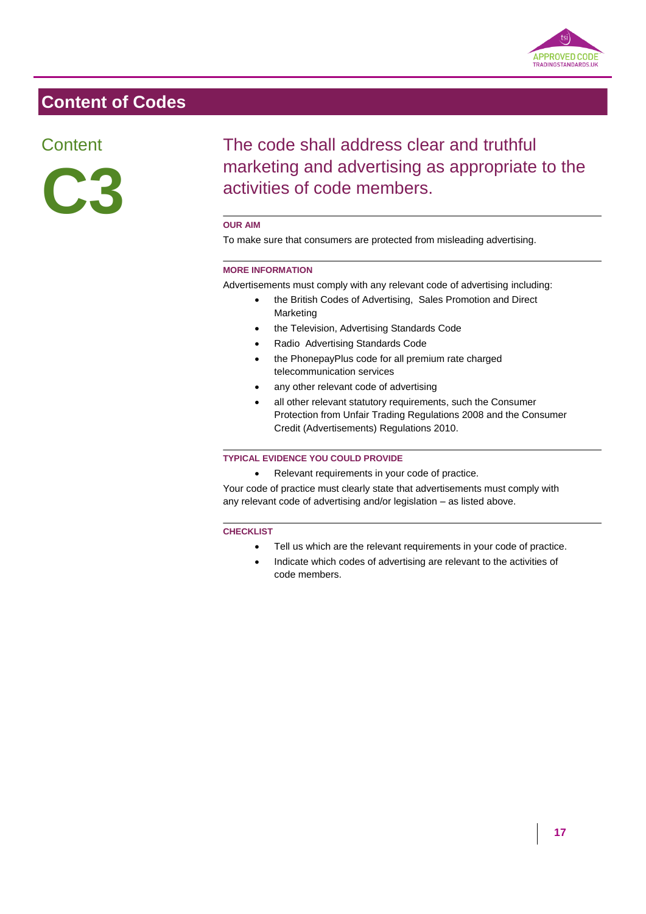## Content of Codes

### Content C3

### The code shall address clear and truthful marketing and advertising as appropriate to the activities of code members.

**OUR AIM**

To make sure that consumers are protected from misleading advertising.

**MORE INFORMATION**

Advertisements must comply with any relevant code of advertising including:

- the British Codes of Advertising, Sales Promotion and Direct Marketing
- the Television, Advertising Standards Code
- Radio Advertising Standards Code
- the PhonepayPlus code for all premium rate charged telecommunication services
- any other relevant code of advertising
- all other relevant statutory requirements, such the Consumer Protection from Unfair Trading Regulations 2008 and the Consumer Credit (Advertisements) Regulations 2010.

**TYPICAL EVIDENCE YOU COULD PROVIDE**

- Relevant requirements in your code of practice.

Your code of practice must clearly state that advertisements must comply with any relevant code of advertising and/or legislation – as listed above.

**CHECKLIST**

- Tell us which are the relevant requirements in your code of practice.
- Indicate which codes of advertising are relevant to the activities of code members.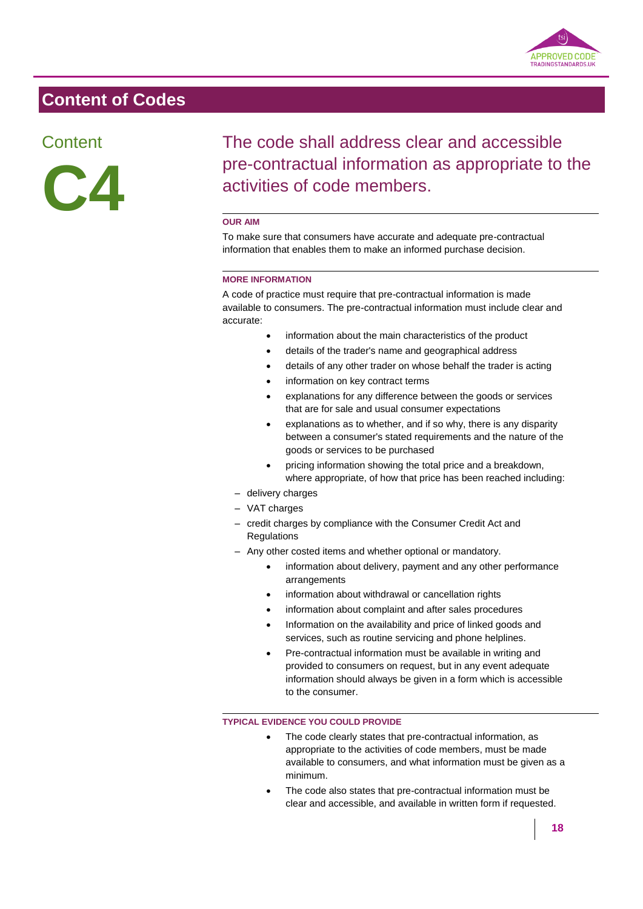# Content of Codes

## Content C4

## The code shall address clear and accessible pre-contractual information as appropriate to the activities of code members.

**OUR AIM**

To make sure that consumers have accurate and adequate pre-contractual information that enables them to make an informed purchase decision.

**MORE INFORMATION**

A code of practice must require that pre-contractual information is made available to consumers. The pre-contractual information must include clear and accurate:

- information about the main characteristics of the product
- details of the trader's name and geographical address
- details of any other trader on whose behalf the trader is acting
- information on key contract terms
- explanations for any difference between the goods or services that are for sale and usual consumer expectations
- explanations as to whether, and if so why, there is any disparity between a consumer's stated requirements and the nature of the goods or services to be purchased
- pricing information showing the total price and a breakdown, where appropriate, of how that price has been reached including:
  - delivery charges
  - VAT charges
  - credit charges by compliance with the Consumer Credit Act and Regulations
  - Any other costed items and whether optional or mandatory.
- information about delivery, payment and any other performance arrangements
- information about withdrawal or cancellation rights
- information about complaint and after sales procedures
- Information on the availability and price of linked goods and services, such as routine servicing and phone helplines.
- Pre-contractual information must be available in writing and provided to consumers on request, but in any event adequate information should always be given in a form which is accessible to the consumer.

**TYPICAL EVIDENCE YOU COULD PROVIDE**

- The code clearly states that pre-contractual information, as appropriate to the activities of code members, must be made available to consumers, and what information must be given as a minimum.
- The code also states that pre-contractual information must be clear and accessible, and available in written form if requested.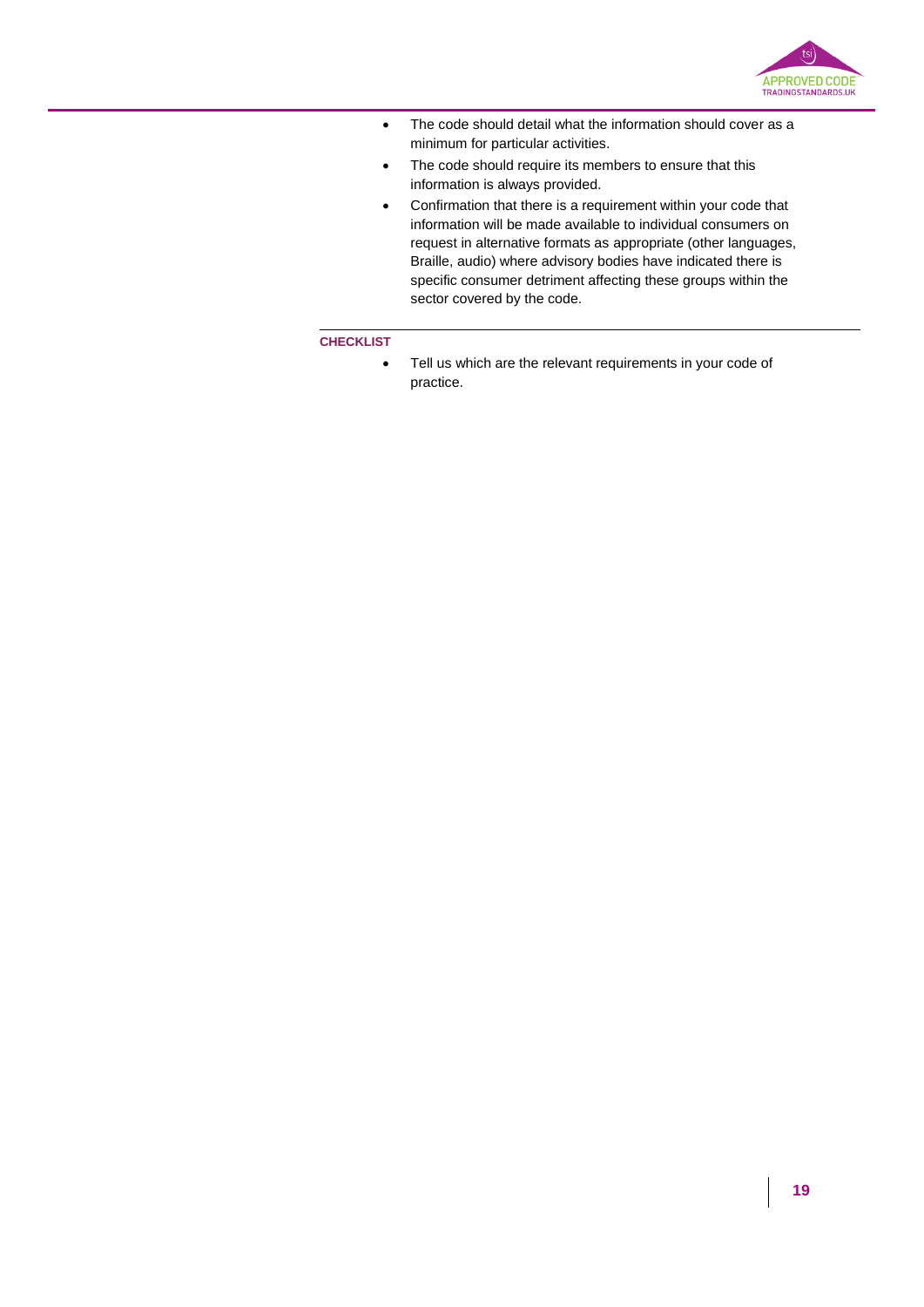- The code should detail what the information should cover as a minimum for particular activities.
- The code should require its members to ensure that this information is always provided.
- Confirmation that there is a requirement within your code that information will be made available to individual consumers on request in alternative formats as appropriate (other languages, Braille, audio) where advisory bodies have indicated there is specific consumer detriment affecting these groups within the sector covered by the code.

**CHECKLIST**

- Tell us which are the relevant requirements in your code of practice.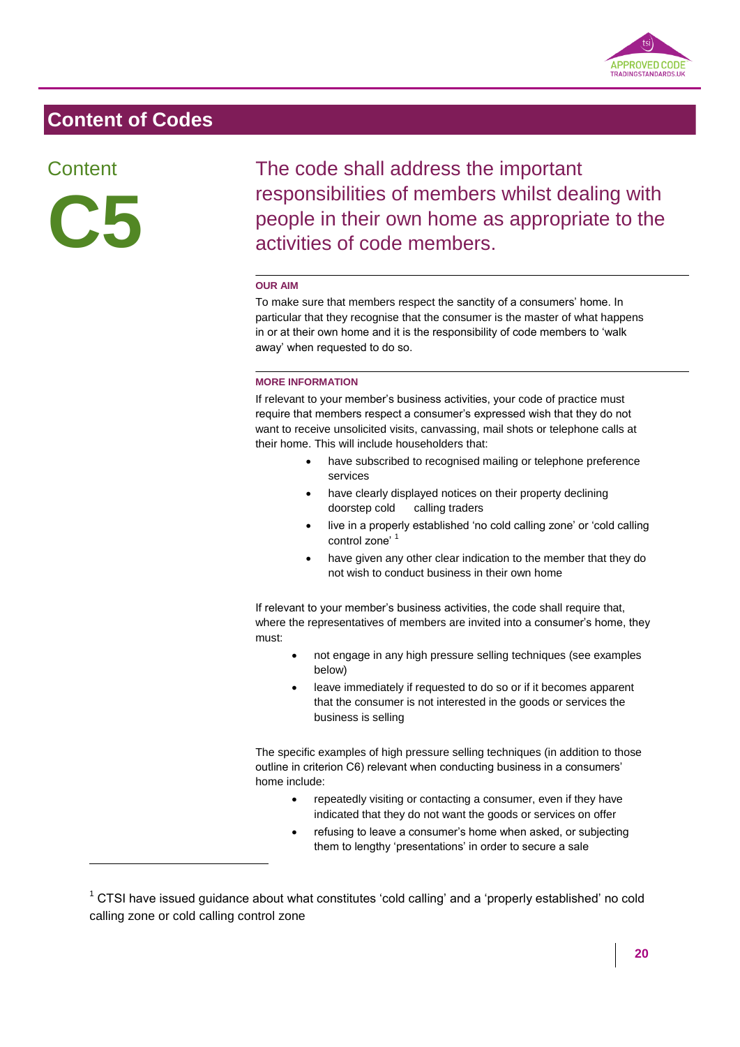# Content of Codes

## Content C5

## The code shall address the important responsibilities of members whilst dealing with people in their own home as appropriate to the activities of code members.

**OUR AIM**

To make sure that members respect the sanctity of a consumers' home. In particular that they recognise that the consumer is the master of what happens in or at their own home and it is the responsibility of code members to 'walk away' when requested to do so.

**MORE INFORMATION**

If relevant to your member's business activities, your code of practice must require that members respect a consumer's expressed wish that they do not want to receive unsolicited visits, canvassing, mail shots or telephone calls at their home. This will include householders that:

- have subscribed to recognised mailing or telephone preference services
- have clearly displayed notices on their property declining doorstep cold calling traders
- live in a properly established 'no cold calling zone' or 'cold calling control zone' [1]
- have given any other clear indication to the member that they do not wish to conduct business in their own home

If relevant to your member's business activities, the code shall require that, where the representatives of members are invited into a consumer's home, they must:

- not engage in any high pressure selling techniques (see examples below)
- leave immediately if requested to do so or if it becomes apparent that the consumer is not interested in the goods or services the business is selling

The specific examples of high pressure selling techniques (in addition to those outline in criterion C6) relevant when conducting business in a consumers' home include:

- repeatedly visiting or contacting a consumer, even if they have indicated that they do not want the goods or services on offer
- refusing to leave a consumer's home when asked, or subjecting them to lengthy 'presentations' in order to secure a sale

[1] CTSI have issued guidance about what constitutes 'cold calling' and a 'properly established' no cold calling zone or cold calling control zone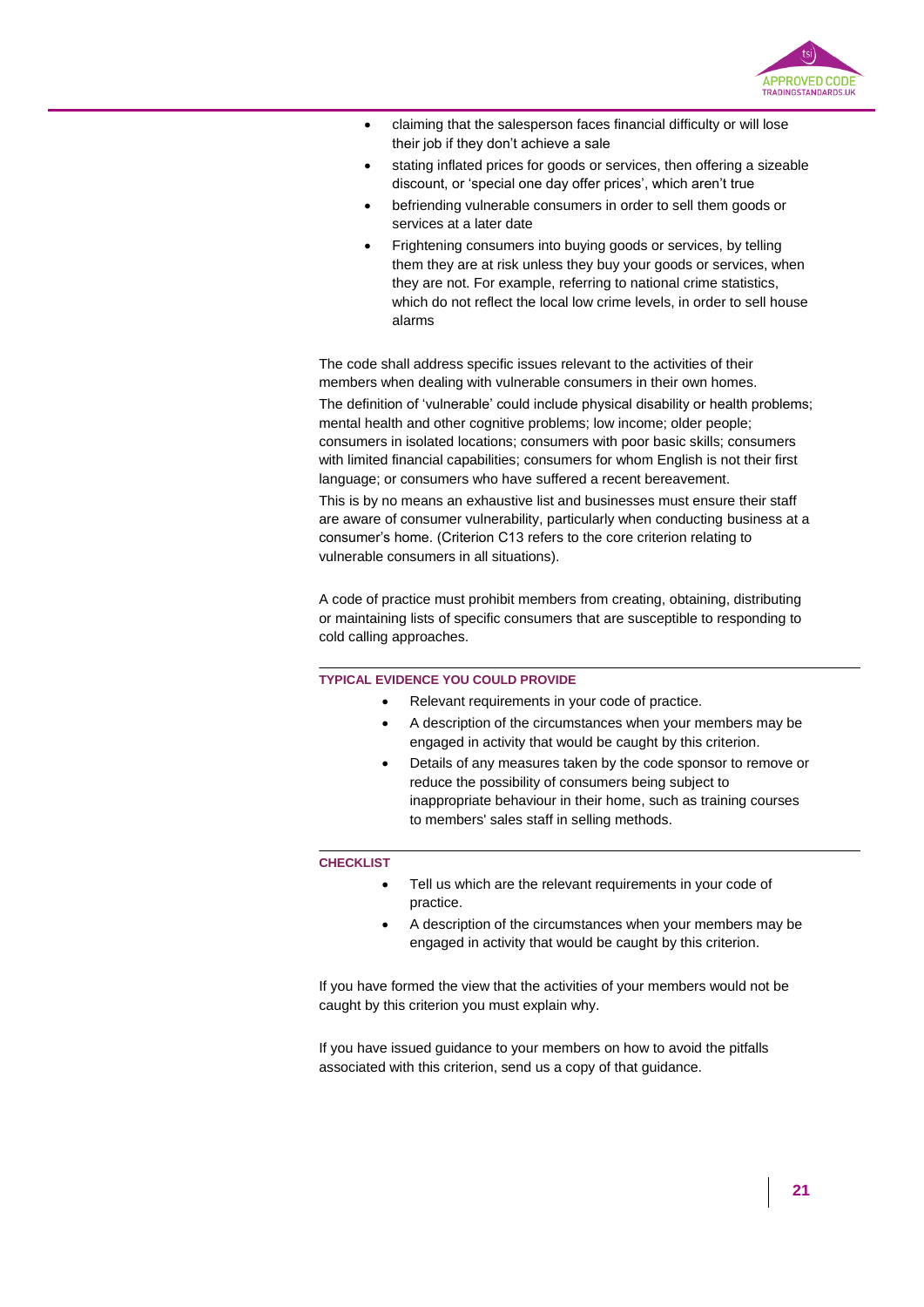- claiming that the salesperson faces financial difficulty or will lose their job if they don't achieve a sale
- stating inflated prices for goods or services, then offering a sizeable discount, or 'special one day offer prices', which aren't true
- befriending vulnerable consumers in order to sell them goods or services at a later date
- Frightening consumers into buying goods or services, by telling them they are at risk unless they buy your goods or services, when they are not. For example, referring to national crime statistics, which do not reflect the local low crime levels, in order to sell house alarms

The code shall address specific issues relevant to the activities of their members when dealing with vulnerable consumers in their own homes.

The definition of 'vulnerable' could include physical disability or health problems; mental health and other cognitive problems; low income; older people; consumers in isolated locations; consumers with poor basic skills; consumers with limited financial capabilities; consumers for whom English is not their first language; or consumers who have suffered a recent bereavement.

This is by no means an exhaustive list and businesses must ensure their staff are aware of consumer vulnerability, particularly when conducting business at a consumer's home. (Criterion C13 refers to the core criterion relating to vulnerable consumers in all situations).

A code of practice must prohibit members from creating, obtaining, distributing or maintaining lists of specific consumers that are susceptible to responding to cold calling approaches.

#### TYPICAL EVIDENCE YOU COULD PROVIDE

- Relevant requirements in your code of practice.
- A description of the circumstances when your members may be engaged in activity that would be caught by this criterion.
- Details of any measures taken by the code sponsor to remove or reduce the possibility of consumers being subject to inappropriate behaviour in their home, such as training courses to members' sales staff in selling methods.

#### CHECKLIST

- Tell us which are the relevant requirements in your code of practice.
- A description of the circumstances when your members may be engaged in activity that would be caught by this criterion.

If you have formed the view that the activities of your members would not be caught by this criterion you must explain why.

If you have issued guidance to your members on how to avoid the pitfalls associated with this criterion, send us a copy of that guidance.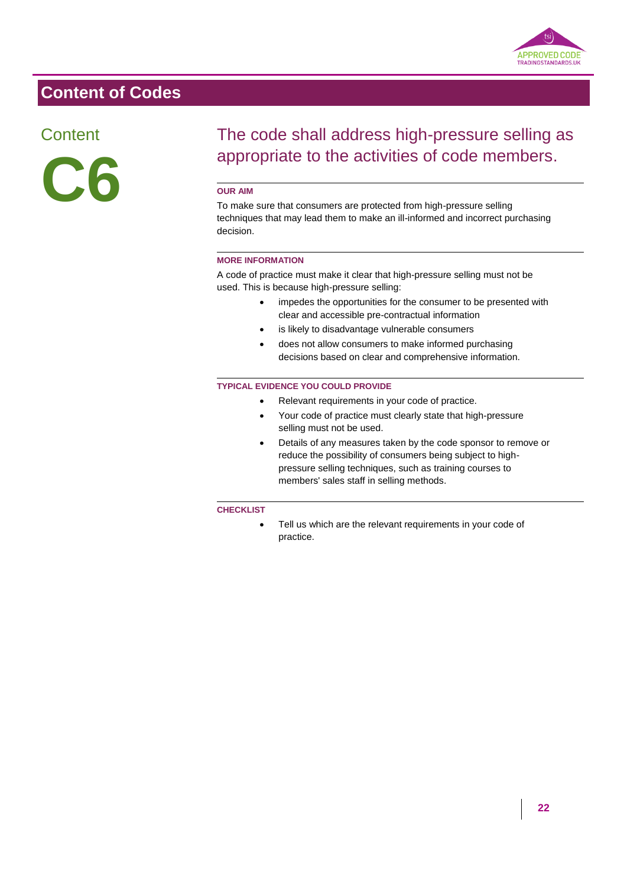## Content of Codes

### Content

# C6

## The code shall address high-pressure selling as appropriate to the activities of code members.

#### OUR AIM

To make sure that consumers are protected from high-pressure selling techniques that may lead them to make an ill-informed and incorrect purchasing decision.

#### MORE INFORMATION

A code of practice must make it clear that high-pressure selling must not be used. This is because high-pressure selling:

- impedes the opportunities for the consumer to be presented with clear and accessible pre-contractual information
- is likely to disadvantage vulnerable consumers
- does not allow consumers to make informed purchasing decisions based on clear and comprehensive information.

#### TYPICAL EVIDENCE YOU COULD PROVIDE

- Relevant requirements in your code of practice.
- Your code of practice must clearly state that high-pressure selling must not be used.
- Details of any measures taken by the code sponsor to remove or reduce the possibility of consumers being subject to high-pressure selling techniques, such as training courses to members' sales staff in selling methods.

#### CHECKLIST

- Tell us which are the relevant requirements in your code of practice.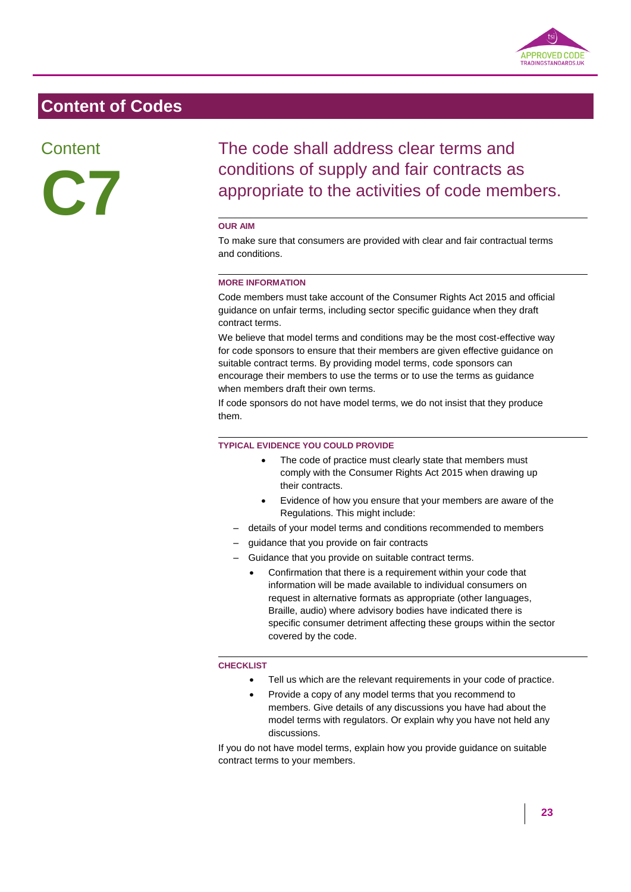# Content of Codes

## Content C7

### The code shall address clear terms and conditions of supply and fair contracts as appropriate to the activities of code members.

**OUR AIM**

To make sure that consumers are provided with clear and fair contractual terms and conditions.

**MORE INFORMATION**

Code members must take account of the Consumer Rights Act 2015 and official guidance on unfair terms, including sector specific guidance when they draft contract terms.

We believe that model terms and conditions may be the most cost-effective way for code sponsors to ensure that their members are given effective guidance on suitable contract terms. By providing model terms, code sponsors can encourage their members to use the terms or to use the terms as guidance when members draft their own terms.

If code sponsors do not have model terms, we do not insist that they produce them.

**TYPICAL EVIDENCE YOU COULD PROVIDE**

- The code of practice must clearly state that members must comply with the Consumer Rights Act 2015 when drawing up their contracts.
- Evidence of how you ensure that your members are aware of the Regulations. This might include:
  - details of your model terms and conditions recommended to members
  - guidance that you provide on fair contracts
  - Guidance that you provide on suitable contract terms.
- Confirmation that there is a requirement within your code that information will be made available to individual consumers on request in alternative formats as appropriate (other languages, Braille, audio) where advisory bodies have indicated there is specific consumer detriment affecting these groups within the sector covered by the code.

**CHECKLIST**

- Tell us which are the relevant requirements in your code of practice.
- Provide a copy of any model terms that you recommend to members. Give details of any discussions you have had about the model terms with regulators. Or explain why you have not held any discussions.

If you do not have model terms, explain how you provide guidance on suitable contract terms to your members.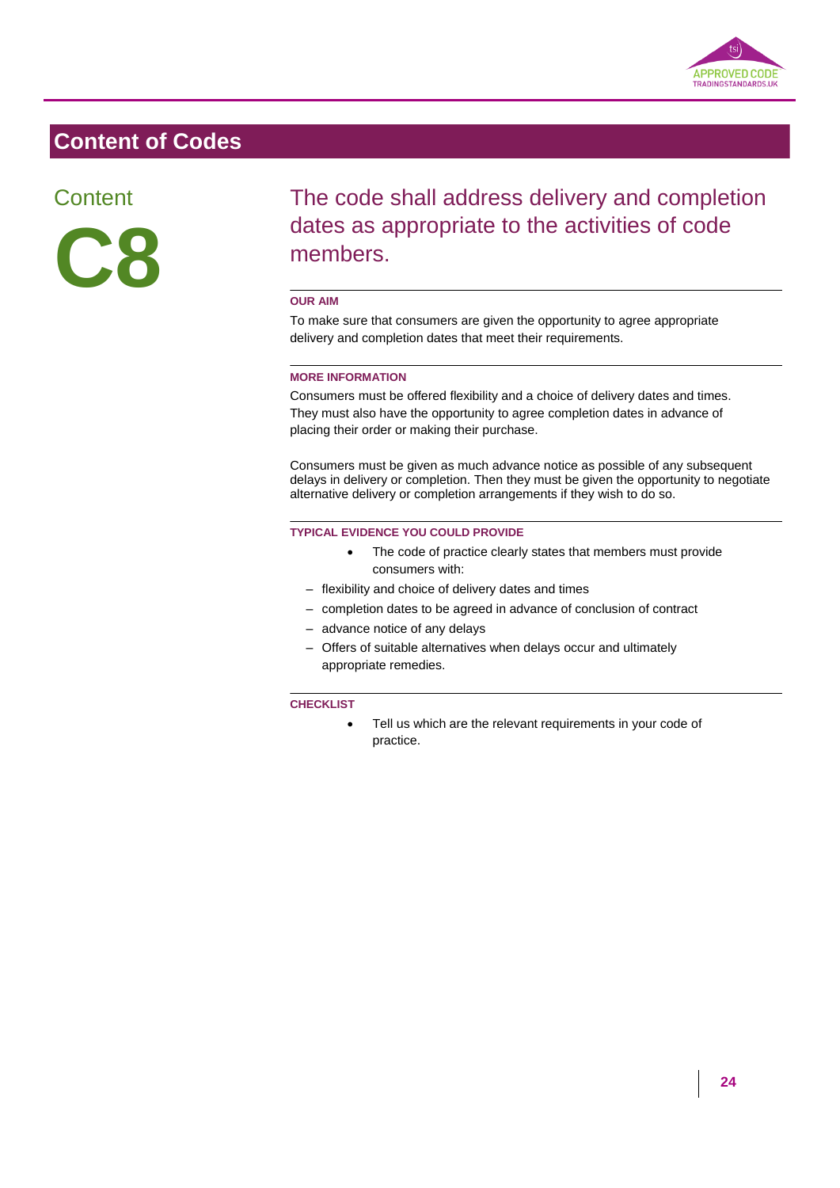# Content of Codes

## Content

# C8

## The code shall address delivery and completion dates as appropriate to the activities of code members.

**OUR AIM**

To make sure that consumers are given the opportunity to agree appropriate delivery and completion dates that meet their requirements.

**MORE INFORMATION**

Consumers must be offered flexibility and a choice of delivery dates and times. They must also have the opportunity to agree completion dates in advance of placing their order or making their purchase.

Consumers must be given as much advance notice as possible of any subsequent delays in delivery or completion. Then they must be given the opportunity to negotiate alternative delivery or completion arrangements if they wish to do so.

**TYPICAL EVIDENCE YOU COULD PROVIDE**

- The code of practice clearly states that members must provide consumers with:
  - flexibility and choice of delivery dates and times
  - completion dates to be agreed in advance of conclusion of contract
  - advance notice of any delays
  - Offers of suitable alternatives when delays occur and ultimately appropriate remedies.

**CHECKLIST**

- Tell us which are the relevant requirements in your code of practice.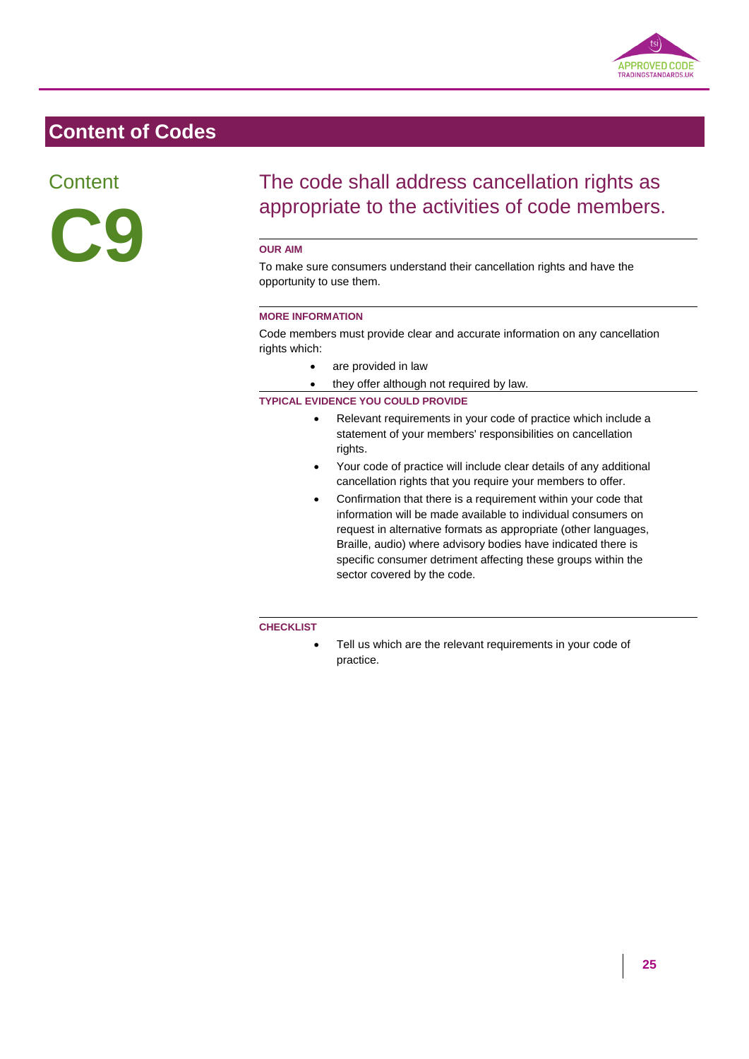# Content of Codes

## Content

# C9

## The code shall address cancellation rights as appropriate to the activities of code members.

**OUR AIM**

To make sure consumers understand their cancellation rights and have the opportunity to use them.

**MORE INFORMATION**

Code members must provide clear and accurate information on any cancellation rights which:

- are provided in law
- they offer although not required by law.

**TYPICAL EVIDENCE YOU COULD PROVIDE**

- Relevant requirements in your code of practice which include a statement of your members' responsibilities on cancellation rights.
- Your code of practice will include clear details of any additional cancellation rights that you require your members to offer.
- Confirmation that there is a requirement within your code that information will be made available to individual consumers on request in alternative formats as appropriate (other languages, Braille, audio) where advisory bodies have indicated there is specific consumer detriment affecting these groups within the sector covered by the code.

**CHECKLIST**

- Tell us which are the relevant requirements in your code of practice.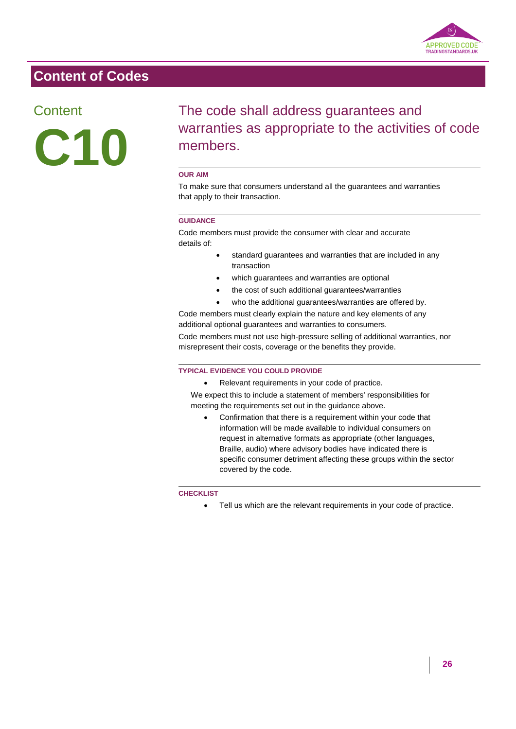## Content of Codes

### Content

# C10

## The code shall address guarantees and warranties as appropriate to the activities of code members.

**OUR AIM**

To make sure that consumers understand all the guarantees and warranties that apply to their transaction.

**GUIDANCE**

Code members must provide the consumer with clear and accurate details of:

- standard guarantees and warranties that are included in any transaction
- which guarantees and warranties are optional
- the cost of such additional guarantees/warranties
- who the additional guarantees/warranties are offered by.

Code members must clearly explain the nature and key elements of any additional optional guarantees and warranties to consumers.

Code members must not use high-pressure selling of additional warranties, nor misrepresent their costs, coverage or the benefits they provide.

**TYPICAL EVIDENCE YOU COULD PROVIDE**

- Relevant requirements in your code of practice.

We expect this to include a statement of members' responsibilities for meeting the requirements set out in the guidance above.

- Confirmation that there is a requirement within your code that information will be made available to individual consumers on request in alternative formats as appropriate (other languages, Braille, audio) where advisory bodies have indicated there is specific consumer detriment affecting these groups within the sector covered by the code.

**CHECKLIST**

- Tell us which are the relevant requirements in your code of practice.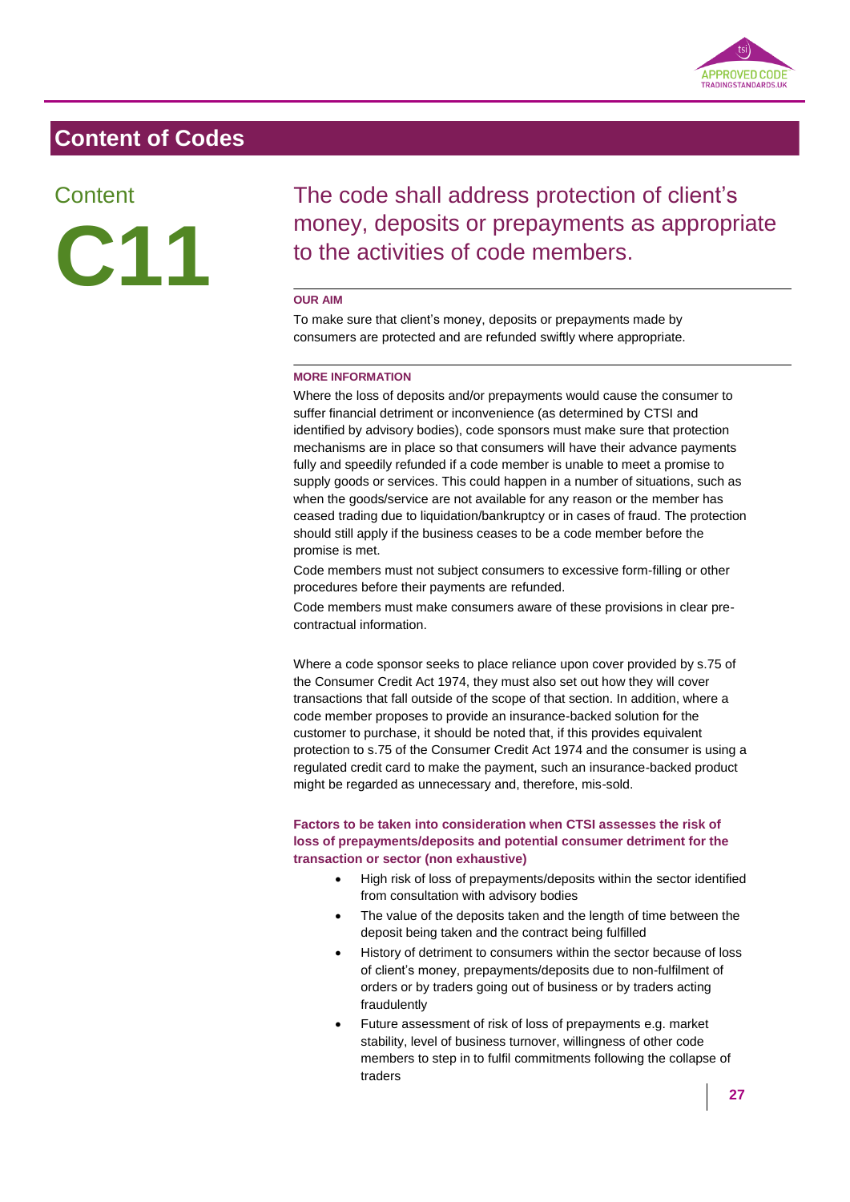# Content of Codes

## Content C11

## The code shall address protection of client's money, deposits or prepayments as appropriate to the activities of code members.

**OUR AIM**

To make sure that client's money, deposits or prepayments made by consumers are protected and are refunded swiftly where appropriate.

**MORE INFORMATION**

Where the loss of deposits and/or prepayments would cause the consumer to suffer financial detriment or inconvenience (as determined by CTSI and identified by advisory bodies), code sponsors must make sure that protection mechanisms are in place so that consumers will have their advance payments fully and speedily refunded if a code member is unable to meet a promise to supply goods or services. This could happen in a number of situations, such as when the goods/service are not available for any reason or the member has ceased trading due to liquidation/bankruptcy or in cases of fraud. The protection should still apply if the business ceases to be a code member before the promise is met.

Code members must not subject consumers to excessive form-filling or other procedures before their payments are refunded.

Code members must make consumers aware of these provisions in clear pre-contractual information.

Where a code sponsor seeks to place reliance upon cover provided by s.75 of the Consumer Credit Act 1974, they must also set out how they will cover transactions that fall outside of the scope of that section. In addition, where a code member proposes to provide an insurance-backed solution for the customer to purchase, it should be noted that, if this provides equivalent protection to s.75 of the Consumer Credit Act 1974 and the consumer is using a regulated credit card to make the payment, such an insurance-backed product might be regarded as unnecessary and, therefore, mis-sold.

**Factors to be taken into consideration when CTSI assesses the risk of loss of prepayments/deposits and potential consumer detriment for the transaction or sector (non exhaustive)**

- High risk of loss of prepayments/deposits within the sector identified from consultation with advisory bodies
- The value of the deposits taken and the length of time between the deposit being taken and the contract being fulfilled
- History of detriment to consumers within the sector because of loss of client's money, prepayments/deposits due to non-fulfilment of orders or by traders going out of business or by traders acting fraudulently
- Future assessment of risk of loss of prepayments e.g. market stability, level of business turnover, willingness of other code members to step in to fulfil commitments following the collapse of traders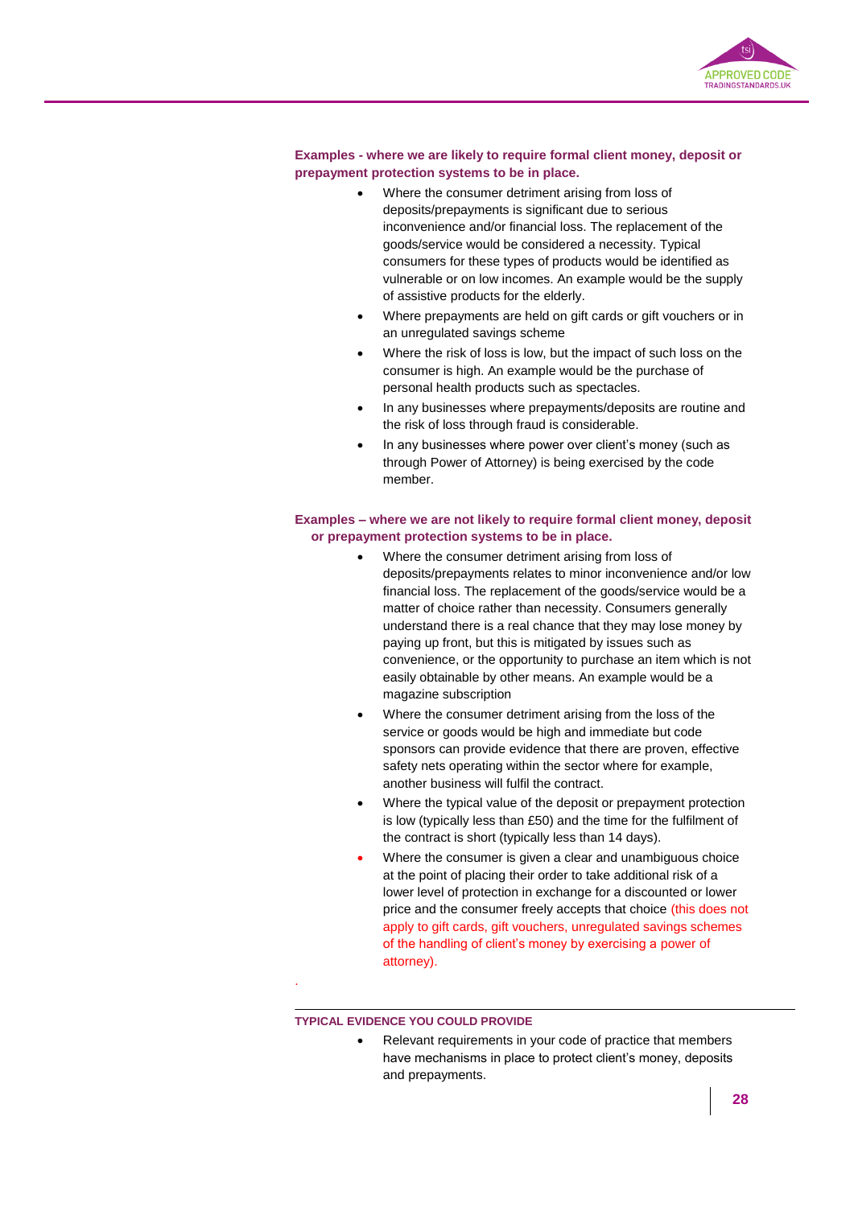**Examples - where we are likely to require formal client money, deposit or prepayment protection systems to be in place.**

- Where the consumer detriment arising from loss of deposits/prepayments is significant due to serious inconvenience and/or financial loss. The replacement of the goods/service would be considered a necessity. Typical consumers for these types of products would be identified as vulnerable or on low incomes. An example would be the supply of assistive products for the elderly.
- Where prepayments are held on gift cards or gift vouchers or in an unregulated savings scheme
- Where the risk of loss is low, but the impact of such loss on the consumer is high. An example would be the purchase of personal health products such as spectacles.
- In any businesses where prepayments/deposits are routine and the risk of loss through fraud is considerable.
- In any businesses where power over client's money (such as through Power of Attorney) is being exercised by the code member.

**Examples – where we are not likely to require formal client money, deposit or prepayment protection systems to be in place.**

- Where the consumer detriment arising from loss of deposits/prepayments relates to minor inconvenience and/or low financial loss. The replacement of the goods/service would be a matter of choice rather than necessity. Consumers generally understand there is a real chance that they may lose money by paying up front, but this is mitigated by issues such as convenience, or the opportunity to purchase an item which is not easily obtainable by other means. An example would be a magazine subscription
- Where the consumer detriment arising from the loss of the service or goods would be high and immediate but code sponsors can provide evidence that there are proven, effective safety nets operating within the sector where for example, another business will fulfil the contract.
- Where the typical value of the deposit or prepayment protection is low (typically less than £50) and the time for the fulfilment of the contract is short (typically less than 14 days).
- Where the consumer is given a clear and unambiguous choice at the point of placing their order to take additional risk of a lower level of protection in exchange for a discounted or lower price and the consumer freely accepts that choice (this does not apply to gift cards, gift vouchers, unregulated savings schemes of the handling of client's money by exercising a power of attorney).

.

**TYPICAL EVIDENCE YOU COULD PROVIDE**

- Relevant requirements in your code of practice that members have mechanisms in place to protect client's money, deposits and prepayments.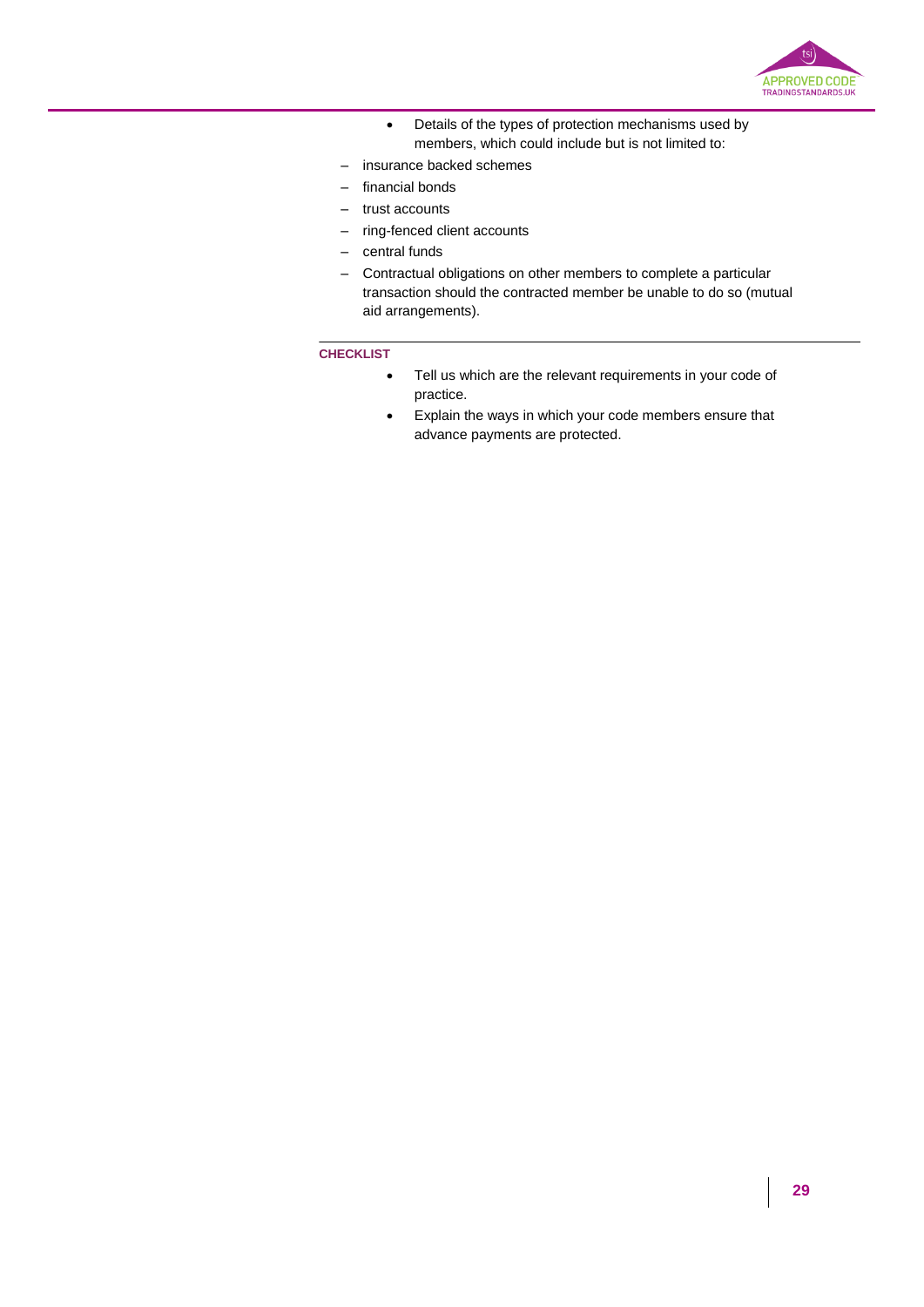- Details of the types of protection mechanisms used by members, which could include but is not limited to:
  - insurance backed schemes
  - financial bonds
  - trust accounts
  - ring-fenced client accounts
  - central funds
  - Contractual obligations on other members to complete a particular transaction should the contracted member be unable to do so (mutual aid arrangements).

---

**CHECKLIST**

- Tell us which are the relevant requirements in your code of practice.
- Explain the ways in which your code members ensure that advance payments are protected.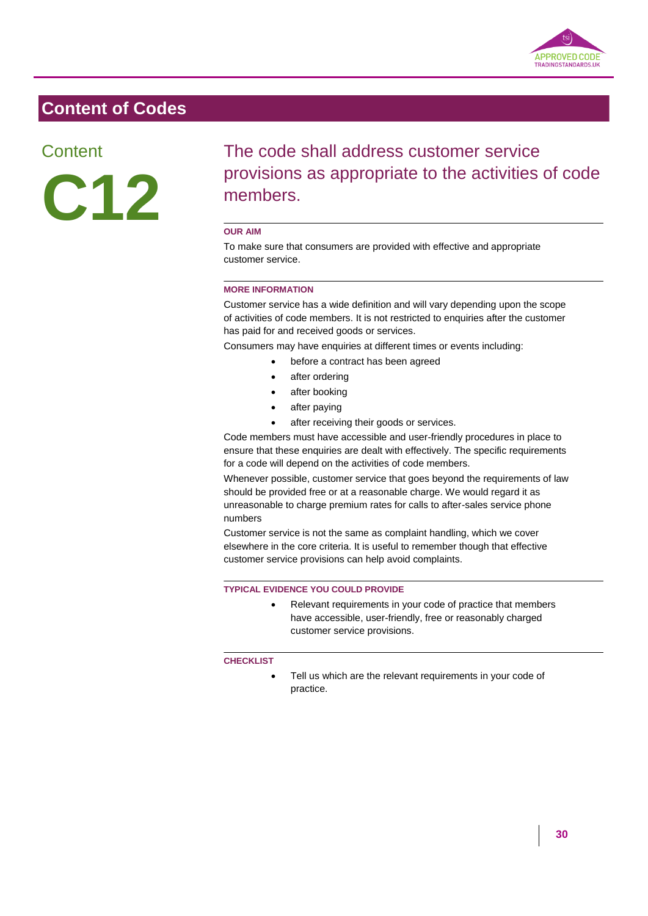## Content of Codes

### Content C12

### The code shall address customer service provisions as appropriate to the activities of code members.

**OUR AIM**

To make sure that consumers are provided with effective and appropriate customer service.

**MORE INFORMATION**

Customer service has a wide definition and will vary depending upon the scope of activities of code members. It is not restricted to enquiries after the customer has paid for and received goods or services.

Consumers may have enquiries at different times or events including:

- before a contract has been agreed
- after ordering
- after booking
- after paying
- after receiving their goods or services.

Code members must have accessible and user-friendly procedures in place to ensure that these enquiries are dealt with effectively. The specific requirements for a code will depend on the activities of code members.

Whenever possible, customer service that goes beyond the requirements of law should be provided free or at a reasonable charge. We would regard it as unreasonable to charge premium rates for calls to after-sales service phone numbers

Customer service is not the same as complaint handling, which we cover elsewhere in the core criteria. It is useful to remember though that effective customer service provisions can help avoid complaints.

**TYPICAL EVIDENCE YOU COULD PROVIDE**

- Relevant requirements in your code of practice that members have accessible, user-friendly, free or reasonably charged customer service provisions.

**CHECKLIST**

- Tell us which are the relevant requirements in your code of practice.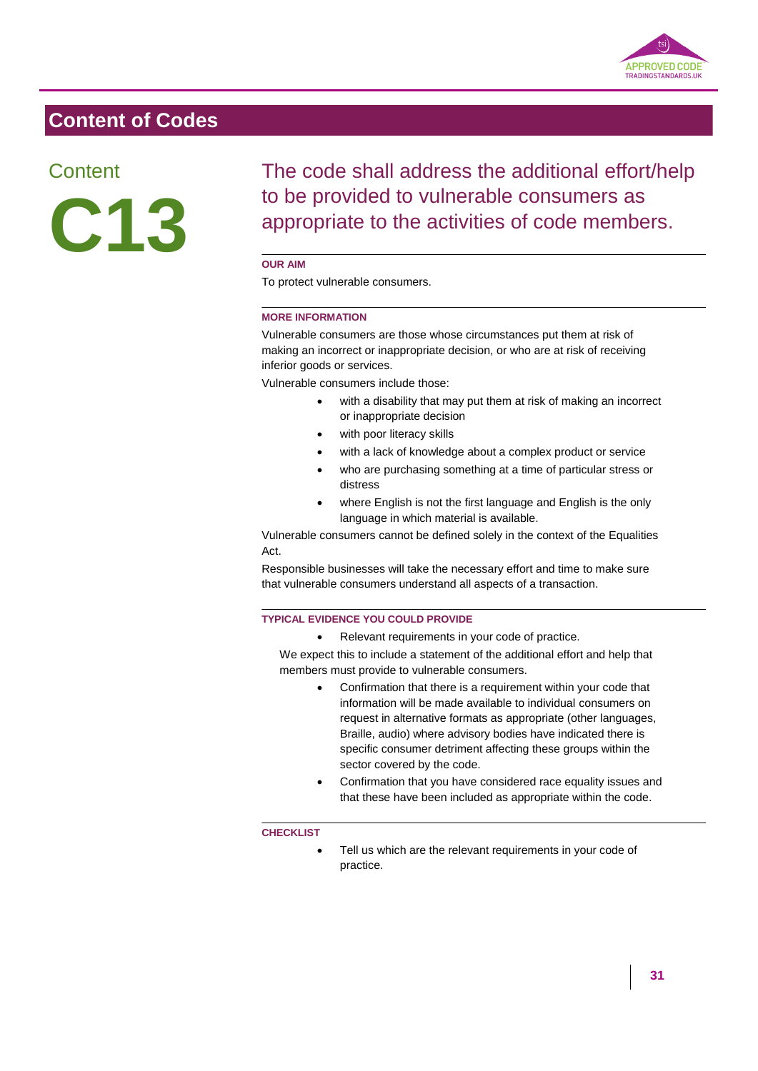## Content of Codes

### Content C13

### The code shall address the additional effort/help to be provided to vulnerable consumers as appropriate to the activities of code members.

**OUR AIM**

To protect vulnerable consumers.

**MORE INFORMATION**

Vulnerable consumers are those whose circumstances put them at risk of making an incorrect or inappropriate decision, or who are at risk of receiving inferior goods or services.

Vulnerable consumers include those:

- with a disability that may put them at risk of making an incorrect or inappropriate decision
- with poor literacy skills
- with a lack of knowledge about a complex product or service
- who are purchasing something at a time of particular stress or distress
- where English is not the first language and English is the only language in which material is available.

Vulnerable consumers cannot be defined solely in the context of the Equalities Act.

Responsible businesses will take the necessary effort and time to make sure that vulnerable consumers understand all aspects of a transaction.

**TYPICAL EVIDENCE YOU COULD PROVIDE**

- Relevant requirements in your code of practice.

We expect this to include a statement of the additional effort and help that members must provide to vulnerable consumers.

- Confirmation that there is a requirement within your code that information will be made available to individual consumers on request in alternative formats as appropriate (other languages, Braille, audio) where advisory bodies have indicated there is specific consumer detriment affecting these groups within the sector covered by the code.
- Confirmation that you have considered race equality issues and that these have been included as appropriate within the code.

**CHECKLIST**

- Tell us which are the relevant requirements in your code of practice.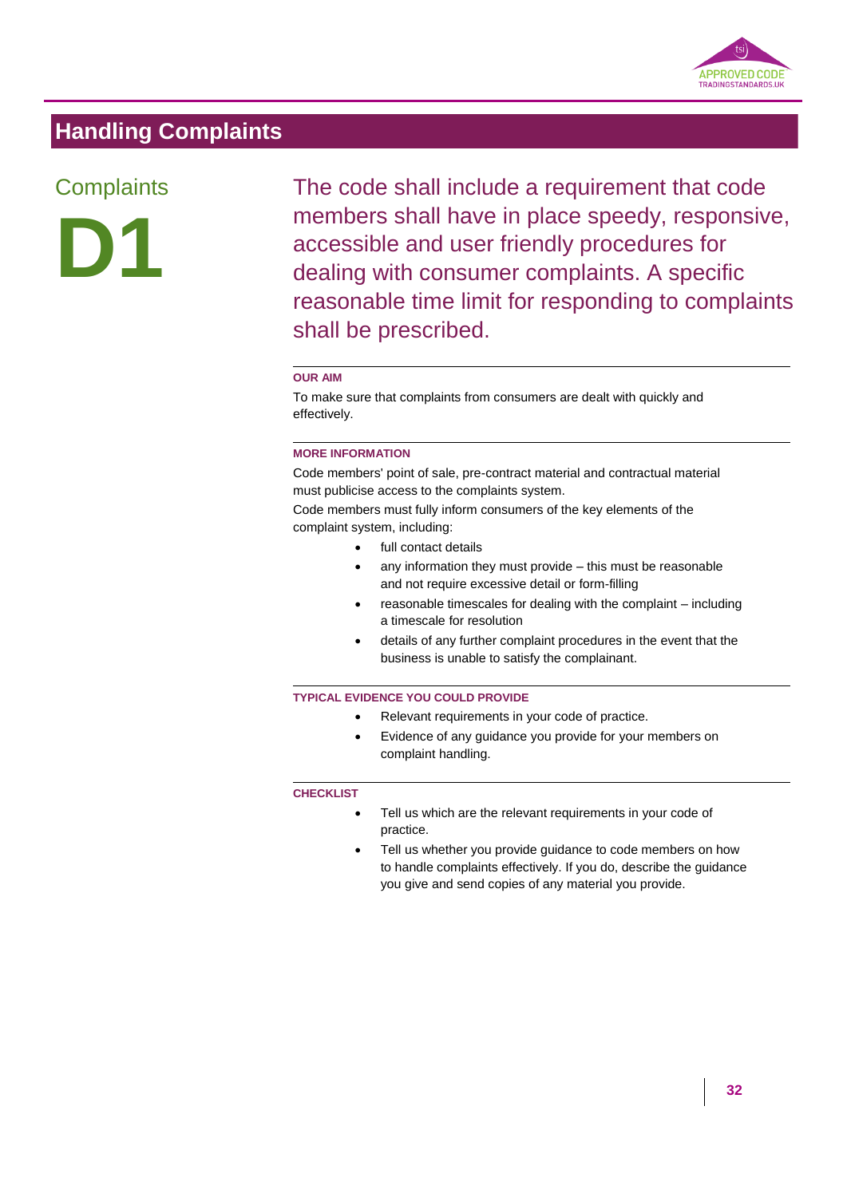# Handling Complaints

## Complaints

## D1

The code shall include a requirement that code members shall have in place speedy, responsive, accessible and user friendly procedures for dealing with consumer complaints. A specific reasonable time limit for responding to complaints shall be prescribed.

### OUR AIM

To make sure that complaints from consumers are dealt with quickly and effectively.

### MORE INFORMATION

Code members' point of sale, pre-contract material and contractual material must publicise access to the complaints system.

Code members must fully inform consumers of the key elements of the complaint system, including:

- full contact details
- any information they must provide – this must be reasonable and not require excessive detail or form-filling
- reasonable timescales for dealing with the complaint – including a timescale for resolution
- details of any further complaint procedures in the event that the business is unable to satisfy the complainant.

### TYPICAL EVIDENCE YOU COULD PROVIDE

- Relevant requirements in your code of practice.
- Evidence of any guidance you provide for your members on complaint handling.

### CHECKLIST

- Tell us which are the relevant requirements in your code of practice.
- Tell us whether you provide guidance to code members on how to handle complaints effectively. If you do, describe the guidance you give and send copies of any material you provide.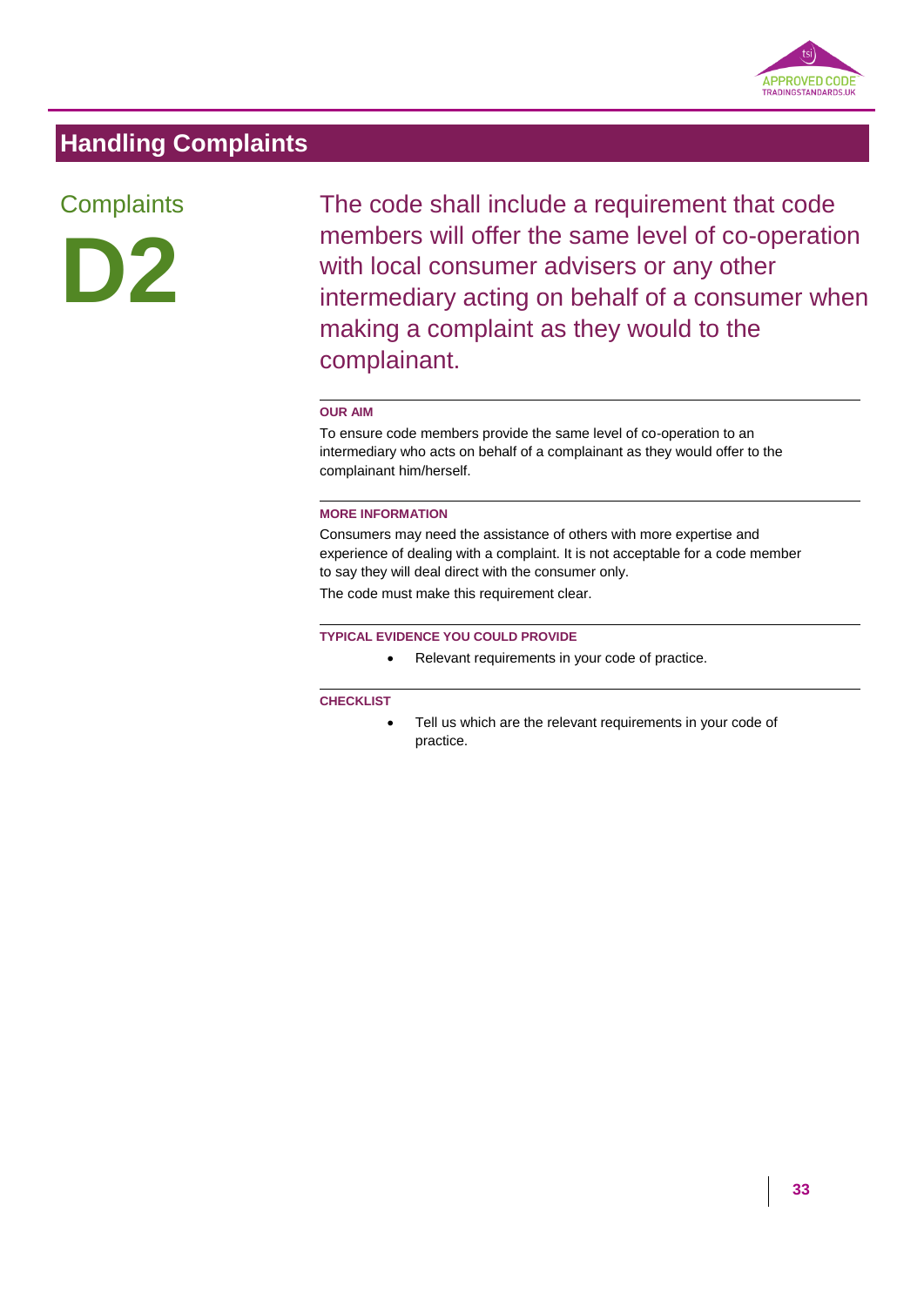## Handling Complaints

### Complaints

# D2

The code shall include a requirement that code members will offer the same level of co-operation with local consumer advisers or any other intermediary acting on behalf of a consumer when making a complaint as they would to the complainant.

**OUR AIM**

To ensure code members provide the same level of co-operation to an intermediary who acts on behalf of a complainant as they would offer to the complainant him/herself.

**MORE INFORMATION**

Consumers may need the assistance of others with more expertise and experience of dealing with a complaint. It is not acceptable for a code member to say they will deal direct with the consumer only.

The code must make this requirement clear.

**TYPICAL EVIDENCE YOU COULD PROVIDE**

- Relevant requirements in your code of practice.

**CHECKLIST**

- Tell us which are the relevant requirements in your code of practice.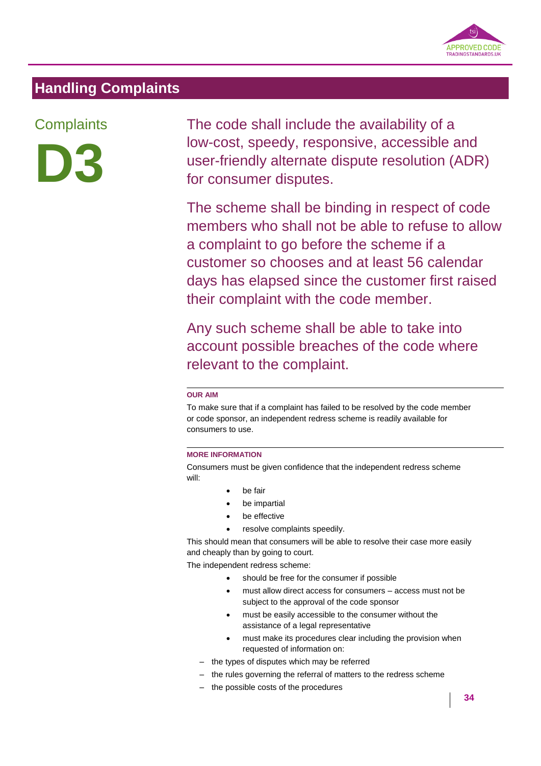## Handling Complaints

### Complaints

# D3

The code shall include the availability of a low-cost, speedy, responsive, accessible and user-friendly alternate dispute resolution (ADR) for consumer disputes.

The scheme shall be binding in respect of code members who shall not be able to refuse to allow a complaint to go before the scheme if a customer so chooses and at least 56 calendar days has elapsed since the customer first raised their complaint with the code member.

Any such scheme shall be able to take into account possible breaches of the code where relevant to the complaint.

**OUR AIM**

To make sure that if a complaint has failed to be resolved by the code member or code sponsor, an independent redress scheme is readily available for consumers to use.

**MORE INFORMATION**

Consumers must be given confidence that the independent redress scheme will:

- be fair
- be impartial
- be effective
- resolve complaints speedily.

This should mean that consumers will be able to resolve their case more easily and cheaply than by going to court.

The independent redress scheme:

- should be free for the consumer if possible
- must allow direct access for consumers – access must not be subject to the approval of the code sponsor
- must be easily accessible to the consumer without the assistance of a legal representative
- must make its procedures clear including the provision when requested of information on:
  - the types of disputes which may be referred
  - the rules governing the referral of matters to the redress scheme
  - the possible costs of the procedures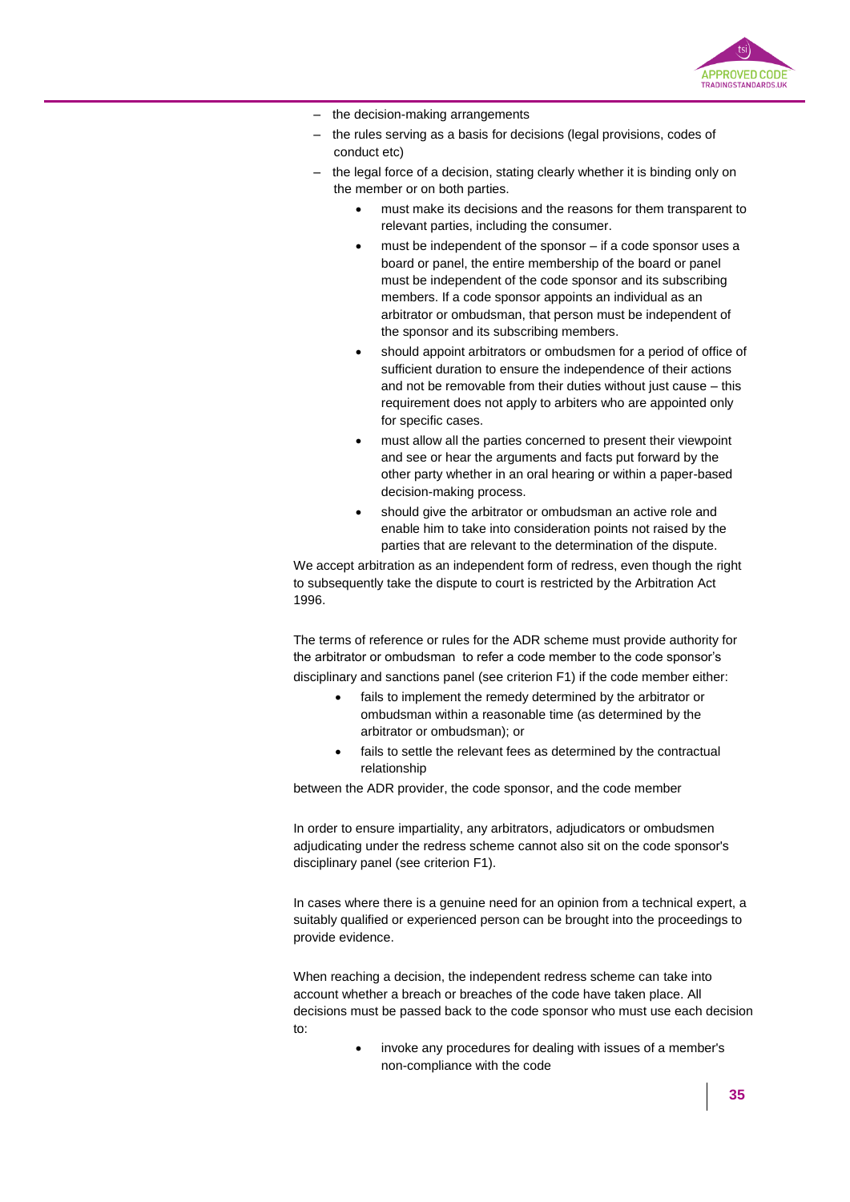- the decision-making arrangements
- the rules serving as a basis for decisions (legal provisions, codes of conduct etc)
- the legal force of a decision, stating clearly whether it is binding only on the member or on both parties.
    - must make its decisions and the reasons for them transparent to relevant parties, including the consumer.
    - must be independent of the sponsor – if a code sponsor uses a board or panel, the entire membership of the board or panel must be independent of the code sponsor and its subscribing members. If a code sponsor appoints an individual as an arbitrator or ombudsman, that person must be independent of the sponsor and its subscribing members.
    - should appoint arbitrators or ombudsmen for a period of office of sufficient duration to ensure the independence of their actions and not be removable from their duties without just cause – this requirement does not apply to arbiters who are appointed only for specific cases.
    - must allow all the parties concerned to present their viewpoint and see or hear the arguments and facts put forward by the other party whether in an oral hearing or within a paper-based decision-making process.
    - should give the arbitrator or ombudsman an active role and enable him to take into consideration points not raised by the parties that are relevant to the determination of the dispute.

We accept arbitration as an independent form of redress, even though the right to subsequently take the dispute to court is restricted by the Arbitration Act 1996.

The terms of reference or rules for the ADR scheme must provide authority for the arbitrator or ombudsman to refer a code member to the code sponsor's disciplinary and sanctions panel (see criterion F1) if the code member either:

- fails to implement the remedy determined by the arbitrator or ombudsman within a reasonable time (as determined by the arbitrator or ombudsman); or
- fails to settle the relevant fees as determined by the contractual relationship

between the ADR provider, the code sponsor, and the code member

In order to ensure impartiality, any arbitrators, adjudicators or ombudsmen adjudicating under the redress scheme cannot also sit on the code sponsor's disciplinary panel (see criterion F1).

In cases where there is a genuine need for an opinion from a technical expert, a suitably qualified or experienced person can be brought into the proceedings to provide evidence.

When reaching a decision, the independent redress scheme can take into account whether a breach or breaches of the code have taken place. All decisions must be passed back to the code sponsor who must use each decision to:

- invoke any procedures for dealing with issues of a member's non-compliance with the code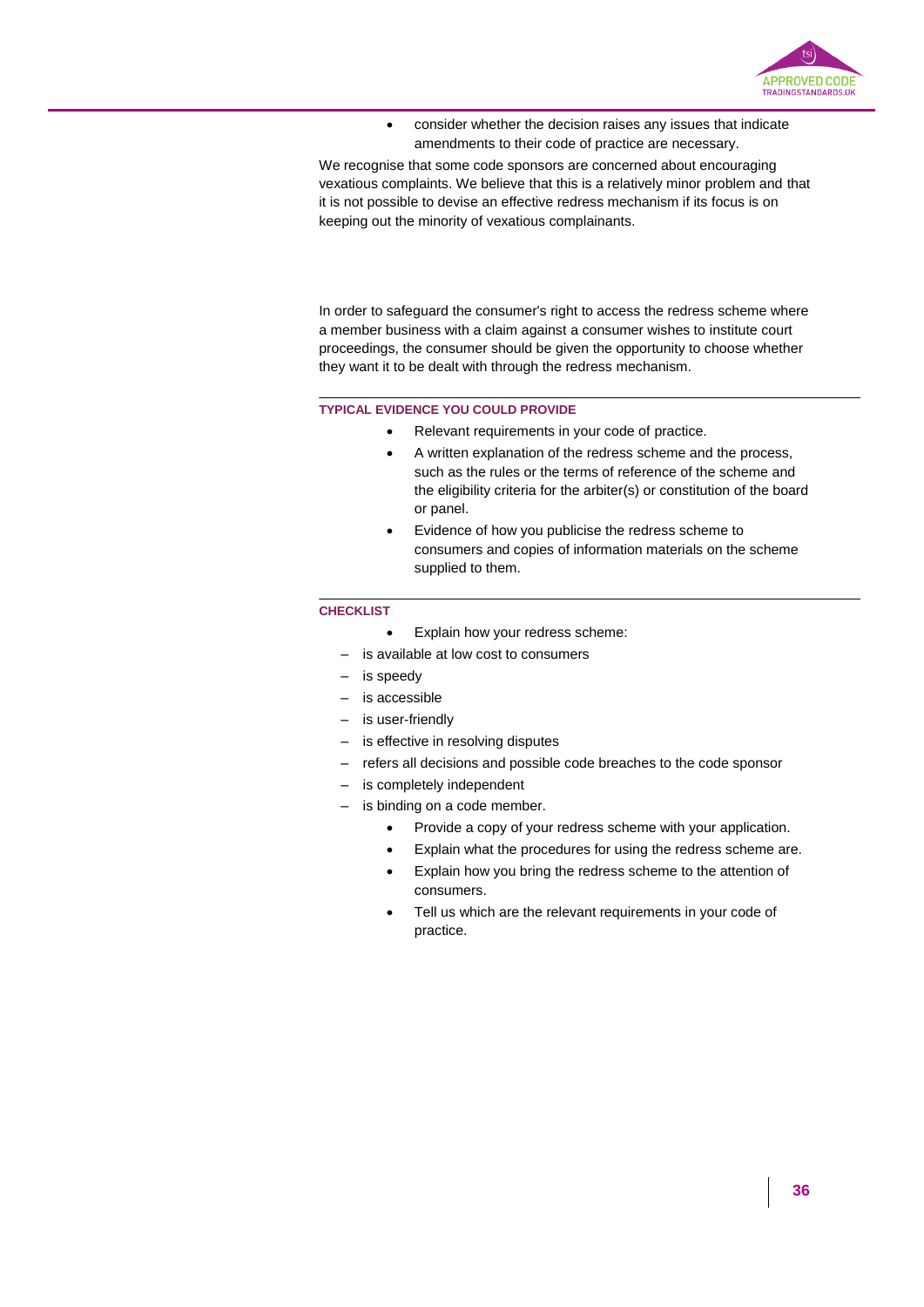- consider whether the decision raises any issues that indicate amendments to their code of practice are necessary.

We recognise that some code sponsors are concerned about encouraging vexatious complaints. We believe that this is a relatively minor problem and that it is not possible to devise an effective redress mechanism if its focus is on keeping out the minority of vexatious complainants.

In order to safeguard the consumer's right to access the redress scheme where a member business with a claim against a consumer wishes to institute court proceedings, the consumer should be given the opportunity to choose whether they want it to be dealt with through the redress mechanism.

#### TYPICAL EVIDENCE YOU COULD PROVIDE

- Relevant requirements in your code of practice.
- A written explanation of the redress scheme and the process, such as the rules or the terms of reference of the scheme and the eligibility criteria for the arbiter(s) or constitution of the board or panel.
- Evidence of how you publicise the redress scheme to consumers and copies of information materials on the scheme supplied to them.

#### CHECKLIST

- Explain how your redress scheme:
  - is available at low cost to consumers
  - is speedy
  - is accessible
  - is user-friendly
  - is effective in resolving disputes
  - refers all decisions and possible code breaches to the code sponsor
  - is completely independent
  - is binding on a code member.
- Provide a copy of your redress scheme with your application.
- Explain what the procedures for using the redress scheme are.
- Explain how you bring the redress scheme to the attention of consumers.
- Tell us which are the relevant requirements in your code of practice.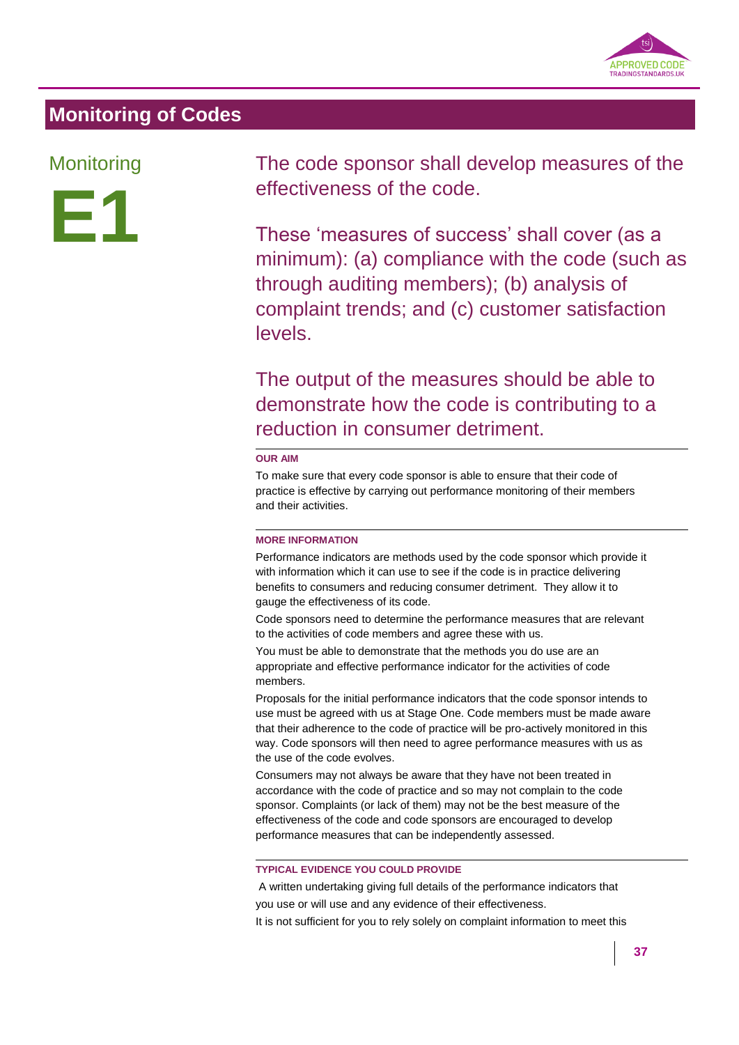## Monitoring of Codes

### Monitoring

# E1

The code sponsor shall develop measures of the effectiveness of the code.

These 'measures of success' shall cover (as a minimum): (a) compliance with the code (such as through auditing members); (b) analysis of complaint trends; and (c) customer satisfaction levels.

The output of the measures should be able to demonstrate how the code is contributing to a reduction in consumer detriment.

**OUR AIM**

To make sure that every code sponsor is able to ensure that their code of practice is effective by carrying out performance monitoring of their members and their activities.

**MORE INFORMATION**

Performance indicators are methods used by the code sponsor which provide it with information which it can use to see if the code is in practice delivering benefits to consumers and reducing consumer detriment. They allow it to gauge the effectiveness of its code.

Code sponsors need to determine the performance measures that are relevant to the activities of code members and agree these with us.

You must be able to demonstrate that the methods you do use are an appropriate and effective performance indicator for the activities of code members.

Proposals for the initial performance indicators that the code sponsor intends to use must be agreed with us at Stage One. Code members must be made aware that their adherence to the code of practice will be pro-actively monitored in this way. Code sponsors will then need to agree performance measures with us as the use of the code evolves.

Consumers may not always be aware that they have not been treated in accordance with the code of practice and so may not complain to the code sponsor. Complaints (or lack of them) may not be the best measure of the effectiveness of the code and code sponsors are encouraged to develop performance measures that can be independently assessed.

**TYPICAL EVIDENCE YOU COULD PROVIDE**

A written undertaking giving full details of the performance indicators that you use or will use and any evidence of their effectiveness.

It is not sufficient for you to rely solely on complaint information to meet this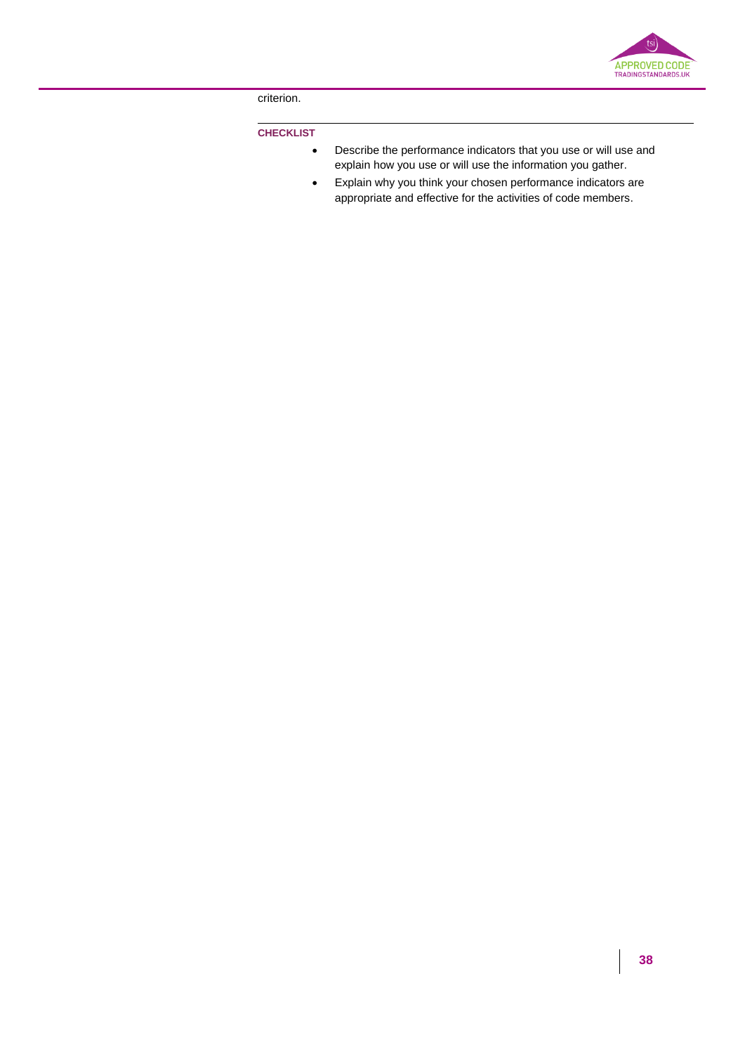criterion.

---

**CHECKLIST**

- Describe the performance indicators that you use or will use and explain how you use or will use the information you gather.
- Explain why you think your chosen performance indicators are appropriate and effective for the activities of code members.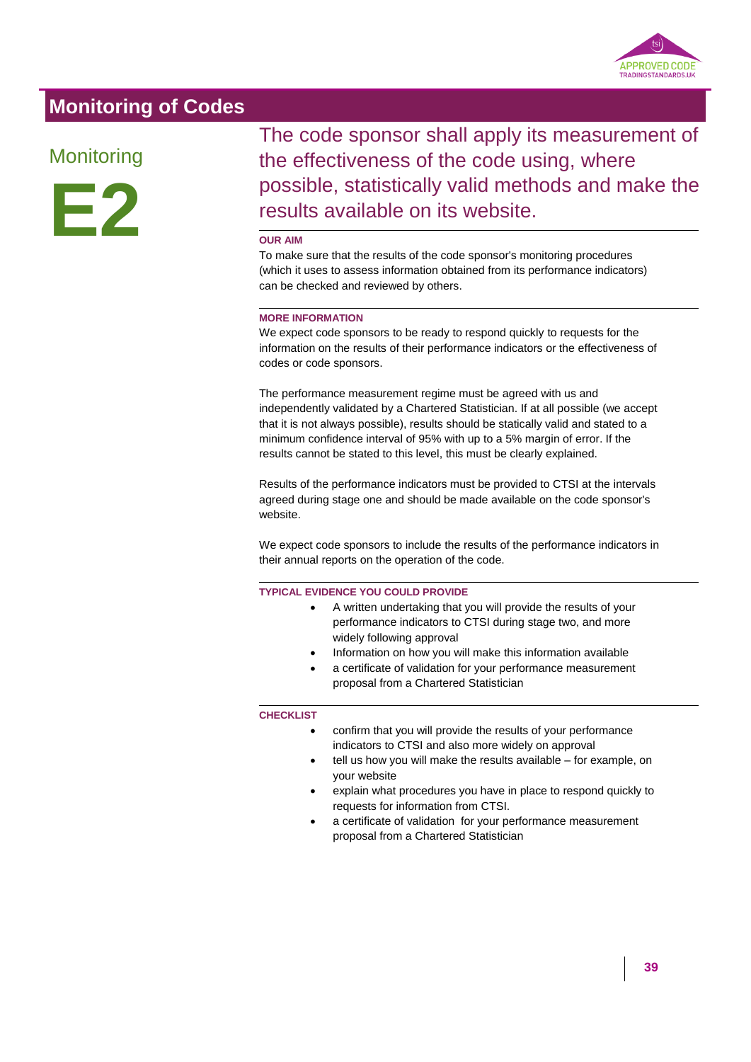# Monitoring of Codes

## Monitoring

# E2

## The code sponsor shall apply its measurement of the effectiveness of the code using, where possible, statistically valid methods and make the results available on its website.

**OUR AIM**

To make sure that the results of the code sponsor's monitoring procedures (which it uses to assess information obtained from its performance indicators) can be checked and reviewed by others.

**MORE INFORMATION**

We expect code sponsors to be ready to respond quickly to requests for the information on the results of their performance indicators or the effectiveness of codes or code sponsors.

The performance measurement regime must be agreed with us and independently validated by a Chartered Statistician. If at all possible (we accept that it is not always possible), results should be statically valid and stated to a minimum confidence interval of 95% with up to a 5% margin of error. If the results cannot be stated to this level, this must be clearly explained.

Results of the performance indicators must be provided to CTSI at the intervals agreed during stage one and should be made available on the code sponsor's website.

We expect code sponsors to include the results of the performance indicators in their annual reports on the operation of the code.

**TYPICAL EVIDENCE YOU COULD PROVIDE**

- A written undertaking that you will provide the results of your performance indicators to CTSI during stage two, and more widely following approval
- Information on how you will make this information available
- a certificate of validation for your performance measurement proposal from a Chartered Statistician

**CHECKLIST**

- confirm that you will provide the results of your performance indicators to CTSI and also more widely on approval
- tell us how you will make the results available – for example, on your website
- explain what procedures you have in place to respond quickly to requests for information from CTSI.
- a certificate of validation for your performance measurement proposal from a Chartered Statistician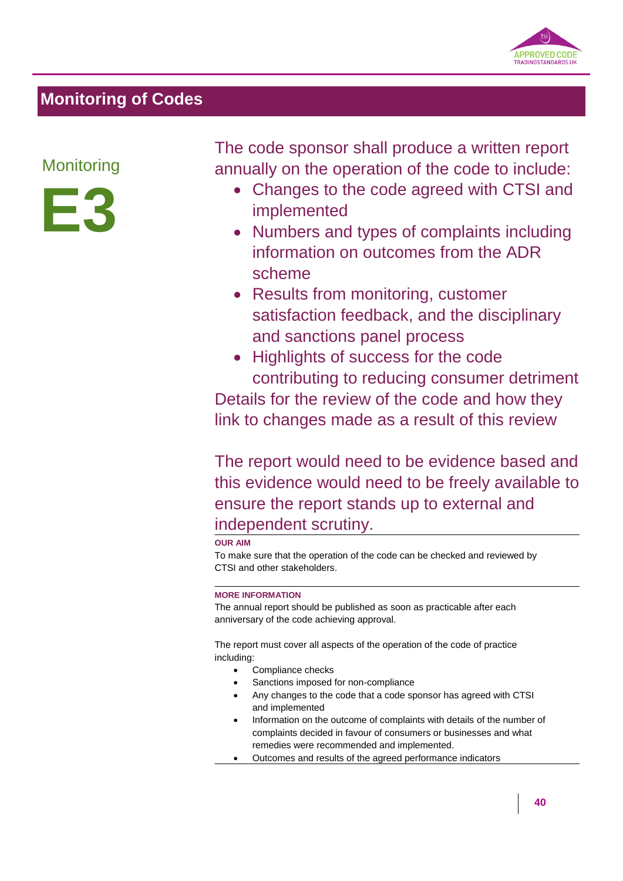## Monitoring of Codes

### Monitoring

# E3

The code sponsor shall produce a written report annually on the operation of the code to include:

- Changes to the code agreed with CTSI and implemented
- Numbers and types of complaints including information on outcomes from the ADR scheme
- Results from monitoring, customer satisfaction feedback, and the disciplinary and sanctions panel process
- Highlights of success for the code contributing to reducing consumer detriment

Details for the review of the code and how they link to changes made as a result of this review

The report would need to be evidence based and this evidence would need to be freely available to ensure the report stands up to external and independent scrutiny.

**OUR AIM**

To make sure that the operation of the code can be checked and reviewed by CTSI and other stakeholders.

**MORE INFORMATION**

The annual report should be published as soon as practicable after each anniversary of the code achieving approval.

The report must cover all aspects of the operation of the code of practice including:

- Compliance checks
- Sanctions imposed for non-compliance
- Any changes to the code that a code sponsor has agreed with CTSI and implemented
- Information on the outcome of complaints with details of the number of complaints decided in favour of consumers or businesses and what remedies were recommended and implemented.
- Outcomes and results of the agreed performance indicators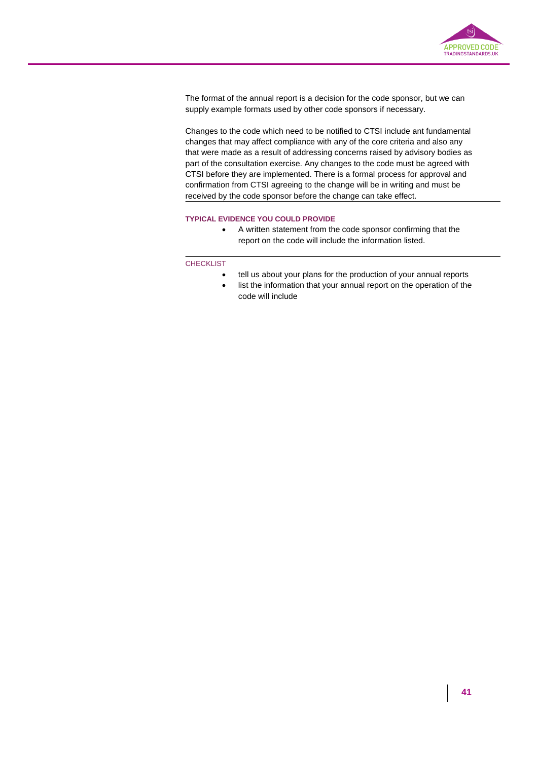The format of the annual report is a decision for the code sponsor, but we can supply example formats used by other code sponsors if necessary.

Changes to the code which need to be notified to CTSI include ant fundamental changes that may affect compliance with any of the core criteria and also any that were made as a result of addressing concerns raised by advisory bodies as part of the consultation exercise. Any changes to the code must be agreed with CTSI before they are implemented. There is a formal process for approval and confirmation from CTSI agreeing to the change will be in writing and must be received by the code sponsor before the change can take effect.

**TYPICAL EVIDENCE YOU COULD PROVIDE**

- A written statement from the code sponsor confirming that the report on the code will include the information listed.

CHECKLIST

- tell us about your plans for the production of your annual reports
- list the information that your annual report on the operation of the code will include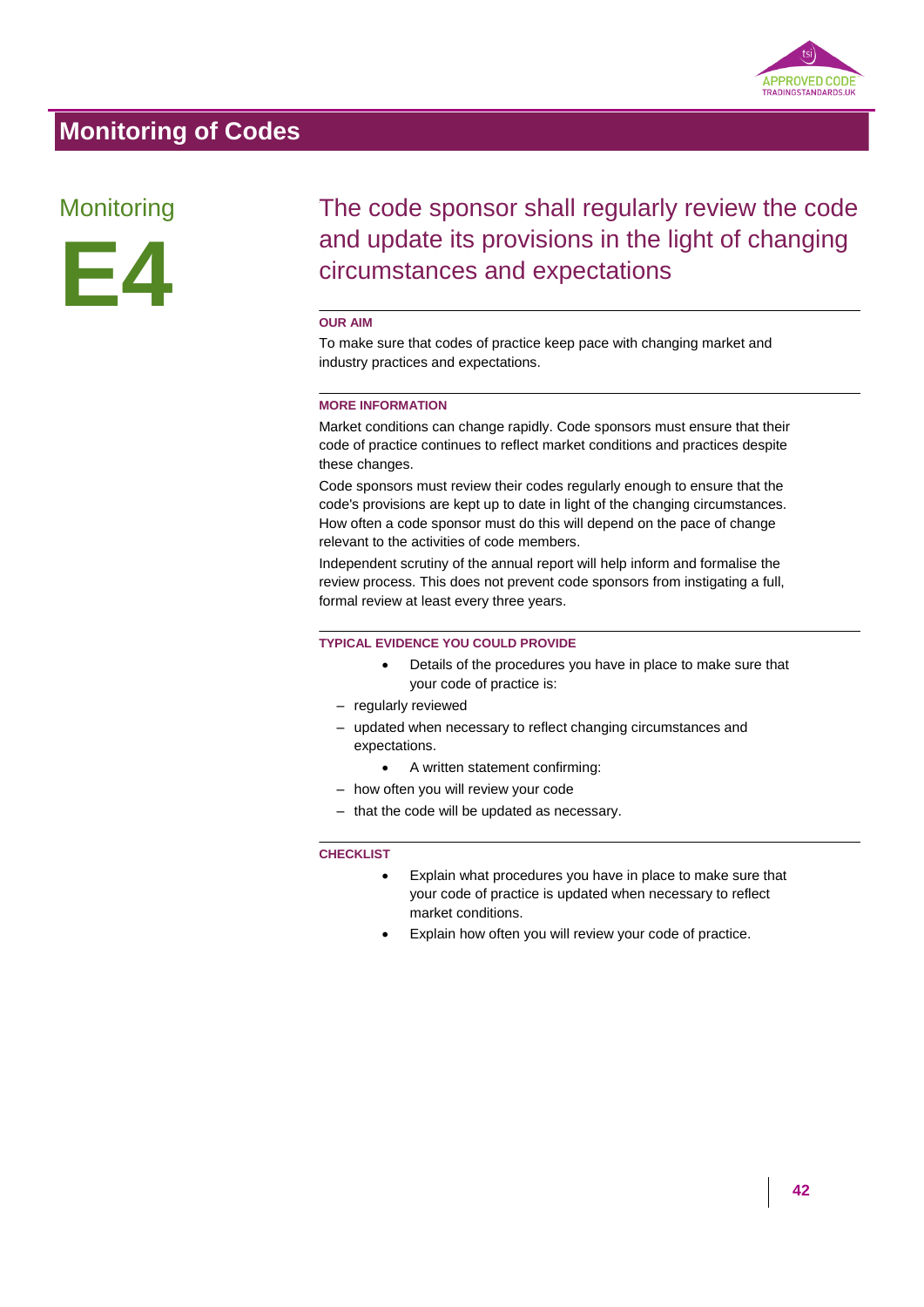# Monitoring of Codes

## Monitoring

# E4

## The code sponsor shall regularly review the code and update its provisions in the light of changing circumstances and expectations

**OUR AIM**

To make sure that codes of practice keep pace with changing market and industry practices and expectations.

**MORE INFORMATION**

Market conditions can change rapidly. Code sponsors must ensure that their code of practice continues to reflect market conditions and practices despite these changes.

Code sponsors must review their codes regularly enough to ensure that the code's provisions are kept up to date in light of the changing circumstances. How often a code sponsor must do this will depend on the pace of change relevant to the activities of code members.

Independent scrutiny of the annual report will help inform and formalise the review process. This does not prevent code sponsors from instigating a full, formal review at least every three years.

**TYPICAL EVIDENCE YOU COULD PROVIDE**

- Details of the procedures you have in place to make sure that your code of practice is:
  - regularly reviewed
  - updated when necessary to reflect changing circumstances and expectations.
- A written statement confirming:
  - how often you will review your code
  - that the code will be updated as necessary.

**CHECKLIST**

- Explain what procedures you have in place to make sure that your code of practice is updated when necessary to reflect market conditions.
- Explain how often you will review your code of practice.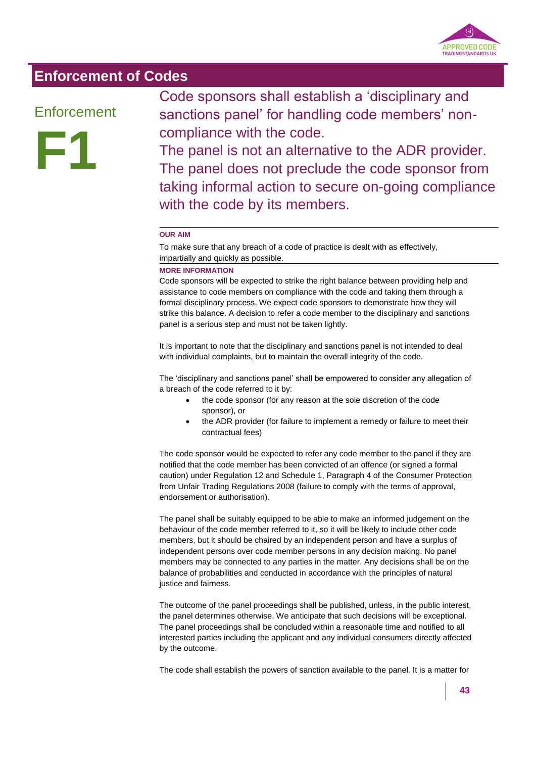# Enforcement of Codes

## Enforcement

## F1

Code sponsors shall establish a 'disciplinary and sanctions panel' for handling code members' non-compliance with the code.
The panel is not an alternative to the ADR provider. The panel does not preclude the code sponsor from taking informal action to secure on-going compliance with the code by its members.

---

**OUR AIM**

To make sure that any breach of a code of practice is dealt with as effectively, impartially and quickly as possible.

---

**MORE INFORMATION**

Code sponsors will be expected to strike the right balance between providing help and assistance to code members on compliance with the code and taking them through a formal disciplinary process. We expect code sponsors to demonstrate how they will strike this balance. A decision to refer a code member to the disciplinary and sanctions panel is a serious step and must not be taken lightly.

It is important to note that the disciplinary and sanctions panel is not intended to deal with individual complaints, but to maintain the overall integrity of the code.

The 'disciplinary and sanctions panel' shall be empowered to consider any allegation of a breach of the code referred to it by:

- the code sponsor (for any reason at the sole discretion of the code sponsor), or
- the ADR provider (for failure to implement a remedy or failure to meet their contractual fees)

The code sponsor would be expected to refer any code member to the panel if they are notified that the code member has been convicted of an offence (or signed a formal caution) under Regulation 12 and Schedule 1, Paragraph 4 of the Consumer Protection from Unfair Trading Regulations 2008 (failure to comply with the terms of approval, endorsement or authorisation).

The panel shall be suitably equipped to be able to make an informed judgement on the behaviour of the code member referred to it, so it will be likely to include other code members, but it should be chaired by an independent person and have a surplus of independent persons over code member persons in any decision making. No panel members may be connected to any parties in the matter. Any decisions shall be on the balance of probabilities and conducted in accordance with the principles of natural justice and fairness.

The outcome of the panel proceedings shall be published, unless, in the public interest, the panel determines otherwise. We anticipate that such decisions will be exceptional. The panel proceedings shall be concluded within a reasonable time and notified to all interested parties including the applicant and any individual consumers directly affected by the outcome.

The code shall establish the powers of sanction available to the panel. It is a matter for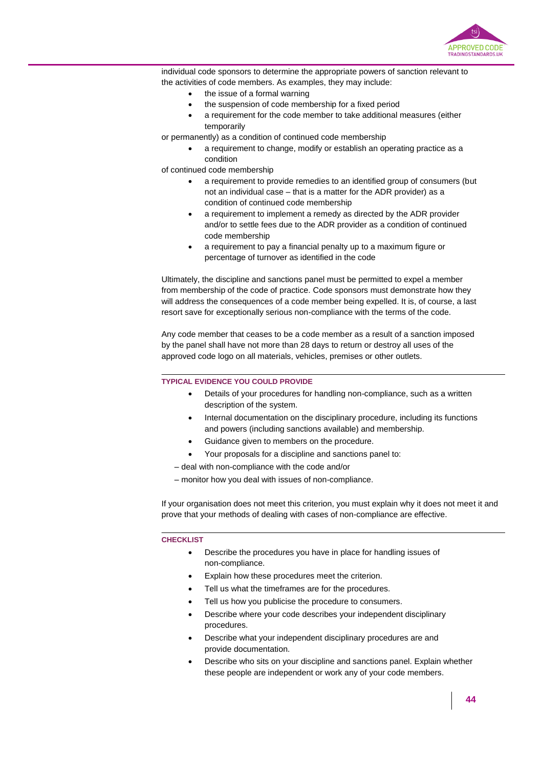individual code sponsors to determine the appropriate powers of sanction relevant to the activities of code members. As examples, they may include:

- the issue of a formal warning
- the suspension of code membership for a fixed period
- a requirement for the code member to take additional measures (either temporarily or permanently) as a condition of continued code membership
- a requirement to change, modify or establish an operating practice as a condition of continued code membership
- a requirement to provide remedies to an identified group of consumers (but not an individual case – that is a matter for the ADR provider) as a condition of continued code membership
- a requirement to implement a remedy as directed by the ADR provider and/or to settle fees due to the ADR provider as a condition of continued code membership
- a requirement to pay a financial penalty up to a maximum figure or percentage of turnover as identified in the code

Ultimately, the discipline and sanctions panel must be permitted to expel a member from membership of the code of practice. Code sponsors must demonstrate how they will address the consequences of a code member being expelled. It is, of course, a last resort save for exceptionally serious non-compliance with the terms of the code.

Any code member that ceases to be a code member as a result of a sanction imposed by the panel shall have not more than 28 days to return or destroy all uses of the approved code logo on all materials, vehicles, premises or other outlets.

#### TYPICAL EVIDENCE YOU COULD PROVIDE

- Details of your procedures for handling non-compliance, such as a written description of the system.
- Internal documentation on the disciplinary procedure, including its functions and powers (including sanctions available) and membership.
- Guidance given to members on the procedure.
- Your proposals for a discipline and sanctions panel to:

– deal with non-compliance with the code and/or

– monitor how you deal with issues of non-compliance.

If your organisation does not meet this criterion, you must explain why it does not meet it and prove that your methods of dealing with cases of non-compliance are effective.

#### CHECKLIST

- Describe the procedures you have in place for handling issues of non-compliance.
- Explain how these procedures meet the criterion.
- Tell us what the timeframes are for the procedures.
- Tell us how you publicise the procedure to consumers.
- Describe where your code describes your independent disciplinary procedures.
- Describe what your independent disciplinary procedures are and provide documentation.
- Describe who sits on your discipline and sanctions panel. Explain whether these people are independent or work any of your code members.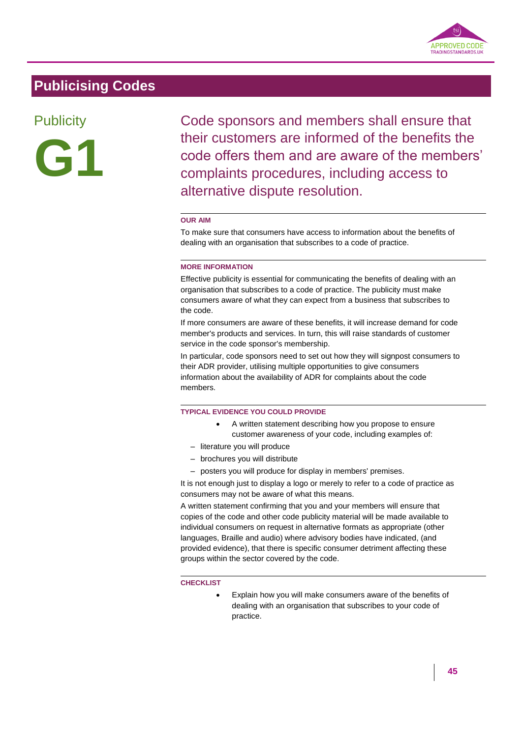# Publicising Codes

## Publicity

## G1

Code sponsors and members shall ensure that their customers are informed of the benefits the code offers them and are aware of the members' complaints procedures, including access to alternative dispute resolution.

#### OUR AIM

To make sure that consumers have access to information about the benefits of dealing with an organisation that subscribes to a code of practice.

#### MORE INFORMATION

Effective publicity is essential for communicating the benefits of dealing with an organisation that subscribes to a code of practice. The publicity must make consumers aware of what they can expect from a business that subscribes to the code.

If more consumers are aware of these benefits, it will increase demand for code member's products and services. In turn, this will raise standards of customer service in the code sponsor's membership.

In particular, code sponsors need to set out how they will signpost consumers to their ADR provider, utilising multiple opportunities to give consumers information about the availability of ADR for complaints about the code members.

#### TYPICAL EVIDENCE YOU COULD PROVIDE

- A written statement describing how you propose to ensure customer awareness of your code, including examples of:
  - literature you will produce
  - brochures you will distribute
  - posters you will produce for display in members' premises.

It is not enough just to display a logo or merely to refer to a code of practice as consumers may not be aware of what this means.

A written statement confirming that you and your members will ensure that copies of the code and other code publicity material will be made available to individual consumers on request in alternative formats as appropriate (other languages, Braille and audio) where advisory bodies have indicated, (and provided evidence), that there is specific consumer detriment affecting these groups within the sector covered by the code.

#### CHECKLIST

- Explain how you will make consumers aware of the benefits of dealing with an organisation that subscribes to your code of practice.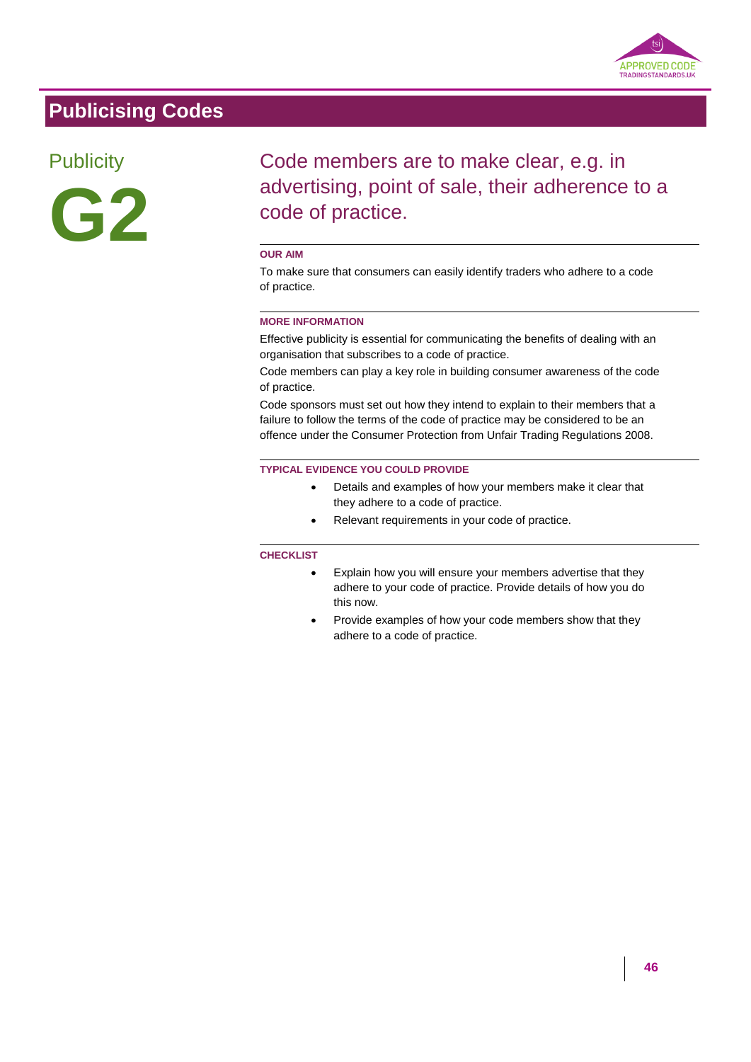# Publicising Codes

## Publicity

# G2

## Code members are to make clear, e.g. in advertising, point of sale, their adherence to a code of practice.

### OUR AIM

To make sure that consumers can easily identify traders who adhere to a code of practice.

### MORE INFORMATION

Effective publicity is essential for communicating the benefits of dealing with an organisation that subscribes to a code of practice.

Code members can play a key role in building consumer awareness of the code of practice.

Code sponsors must set out how they intend to explain to their members that a failure to follow the terms of the code of practice may be considered to be an offence under the Consumer Protection from Unfair Trading Regulations 2008.

### TYPICAL EVIDENCE YOU COULD PROVIDE

- Details and examples of how your members make it clear that they adhere to a code of practice.
- Relevant requirements in your code of practice.

### CHECKLIST

- Explain how you will ensure your members advertise that they adhere to your code of practice. Provide details of how you do this now.
- Provide examples of how your code members show that they adhere to a code of practice.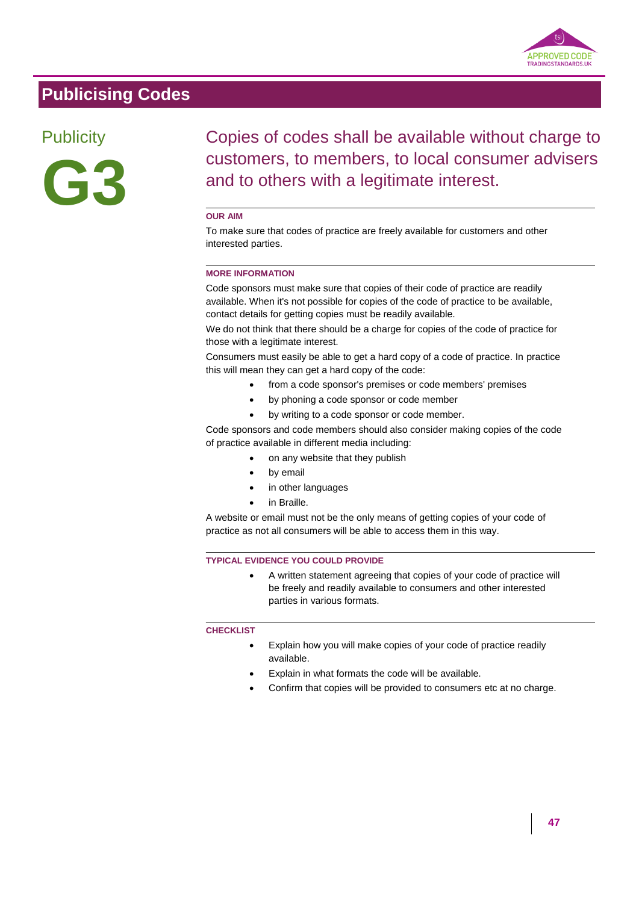# Publicising Codes

## Publicity

## G3

### Copies of codes shall be available without charge to customers, to members, to local consumer advisers and to others with a legitimate interest.

**OUR AIM**

To make sure that codes of practice are freely available for customers and other interested parties.

**MORE INFORMATION**

Code sponsors must make sure that copies of their code of practice are readily available. When it's not possible for copies of the code of practice to be available, contact details for getting copies must be readily available.

We do not think that there should be a charge for copies of the code of practice for those with a legitimate interest.

Consumers must easily be able to get a hard copy of a code of practice. In practice this will mean they can get a hard copy of the code:

- from a code sponsor's premises or code members' premises
- by phoning a code sponsor or code member
- by writing to a code sponsor or code member.

Code sponsors and code members should also consider making copies of the code of practice available in different media including:

- on any website that they publish
- by email
- in other languages
- in Braille.

A website or email must not be the only means of getting copies of your code of practice as not all consumers will be able to access them in this way.

**TYPICAL EVIDENCE YOU COULD PROVIDE**

- A written statement agreeing that copies of your code of practice will be freely and readily available to consumers and other interested parties in various formats.

**CHECKLIST**

- Explain how you will make copies of your code of practice readily available.
- Explain in what formats the code will be available.
- Confirm that copies will be provided to consumers etc at no charge.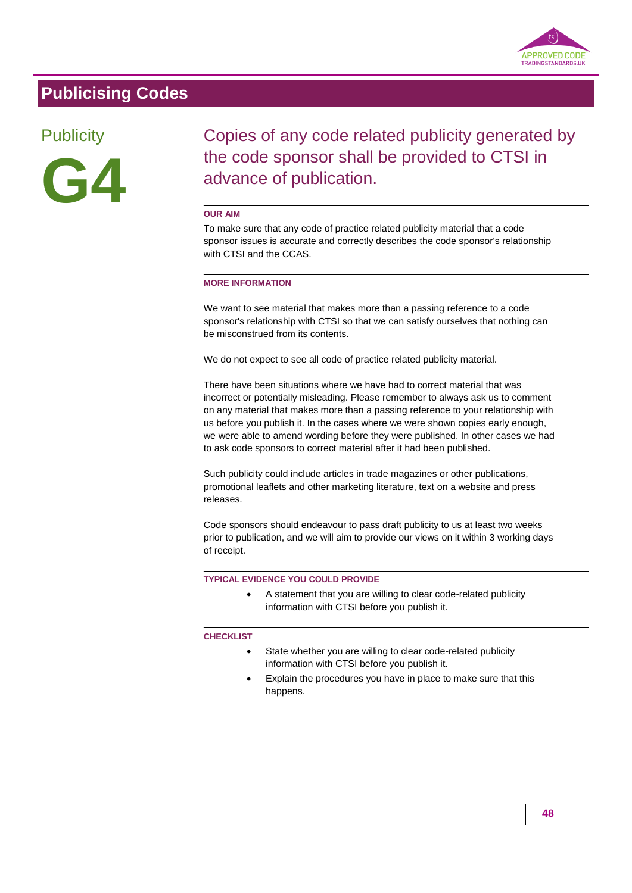## Publicising Codes

### Publicity

# G4

### Copies of any code related publicity generated by the code sponsor shall be provided to CTSI in advance of publication.

**OUR AIM**

To make sure that any code of practice related publicity material that a code sponsor issues is accurate and correctly describes the code sponsor's relationship with CTSI and the CCAS.

**MORE INFORMATION**

We want to see material that makes more than a passing reference to a code sponsor's relationship with CTSI so that we can satisfy ourselves that nothing can be misconstrued from its contents.

We do not expect to see all code of practice related publicity material.

There have been situations where we have had to correct material that was incorrect or potentially misleading. Please remember to always ask us to comment on any material that makes more than a passing reference to your relationship with us before you publish it. In the cases where we were shown copies early enough, we were able to amend wording before they were published. In other cases we had to ask code sponsors to correct material after it had been published.

Such publicity could include articles in trade magazines or other publications, promotional leaflets and other marketing literature, text on a website and press releases.

Code sponsors should endeavour to pass draft publicity to us at least two weeks prior to publication, and we will aim to provide our views on it within 3 working days of receipt.

**TYPICAL EVIDENCE YOU COULD PROVIDE**

- A statement that you are willing to clear code-related publicity information with CTSI before you publish it.

**CHECKLIST**

- State whether you are willing to clear code-related publicity information with CTSI before you publish it.
- Explain the procedures you have in place to make sure that this happens.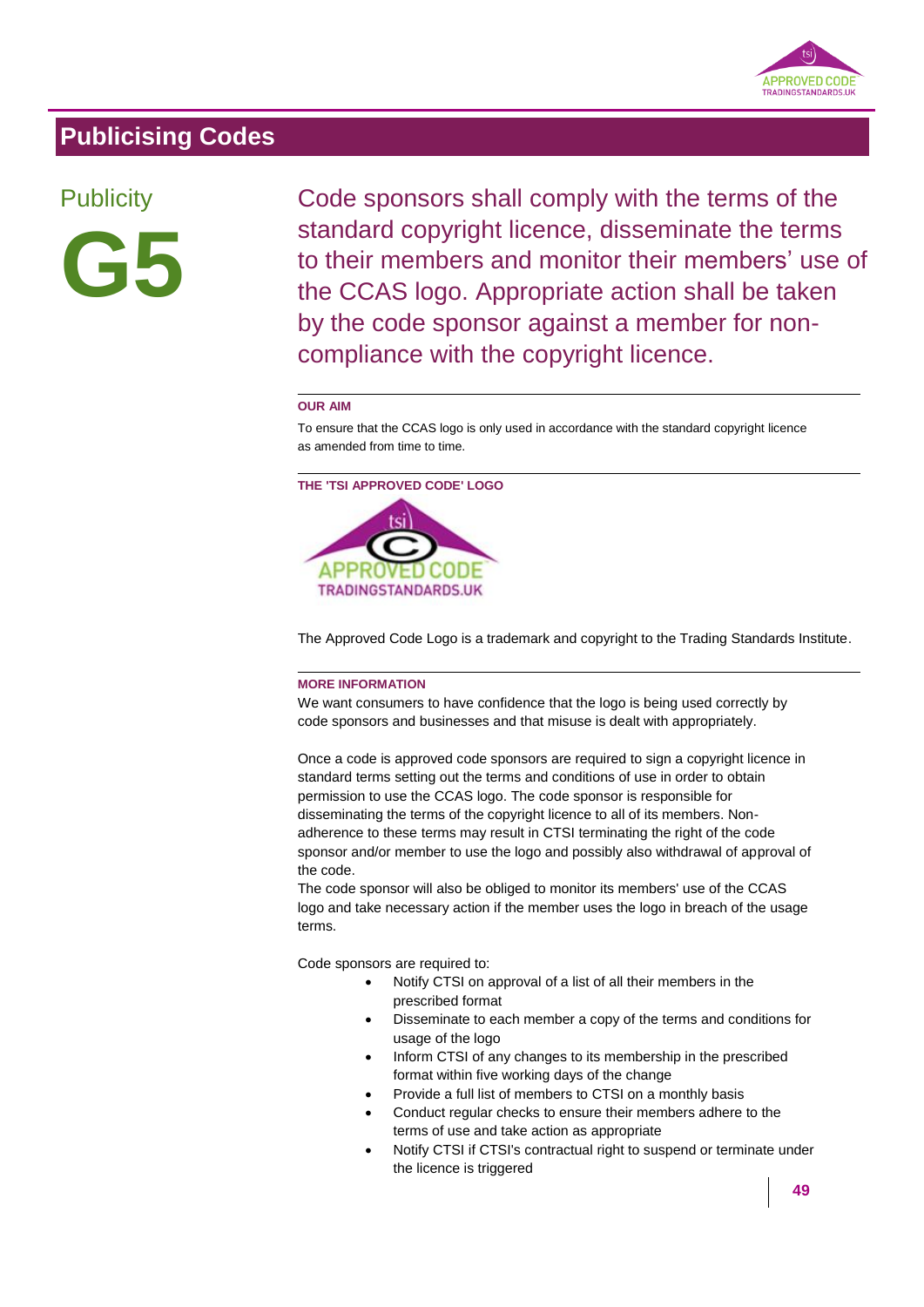## Publicising Codes

### Publicity

# G5

Code sponsors shall comply with the terms of the standard copyright licence, disseminate the terms to their members and monitor their members' use of the CCAS logo. Appropriate action shall be taken by the code sponsor against a member for non-compliance with the copyright licence.

**OUR AIM**

To ensure that the CCAS logo is only used in accordance with the standard copyright licence as amended from time to time.

**THE 'TSI APPROVED CODE' LOGO**

The Approved Code Logo is a trademark and copyright to the Trading Standards Institute.

**MORE INFORMATION**

We want consumers to have confidence that the logo is being used correctly by code sponsors and businesses and that misuse is dealt with appropriately.

Once a code is approved code sponsors are required to sign a copyright licence in standard terms setting out the terms and conditions of use in order to obtain permission to use the CCAS logo. The code sponsor is responsible for disseminating the terms of the copyright licence to all of its members. Non-adherence to these terms may result in CTSI terminating the right of the code sponsor and/or member to use the logo and possibly also withdrawal of approval of the code.
The code sponsor will also be obliged to monitor its members' use of the CCAS logo and take necessary action if the member uses the logo in breach of the usage terms.

Code sponsors are required to:

- Notify CTSI on approval of a list of all their members in the prescribed format
- Disseminate to each member a copy of the terms and conditions for usage of the logo
- Inform CTSI of any changes to its membership in the prescribed format within five working days of the change
- Provide a full list of members to CTSI on a monthly basis
- Conduct regular checks to ensure their members adhere to the terms of use and take action as appropriate
- Notify CTSI if CTSI's contractual right to suspend or terminate under the licence is triggered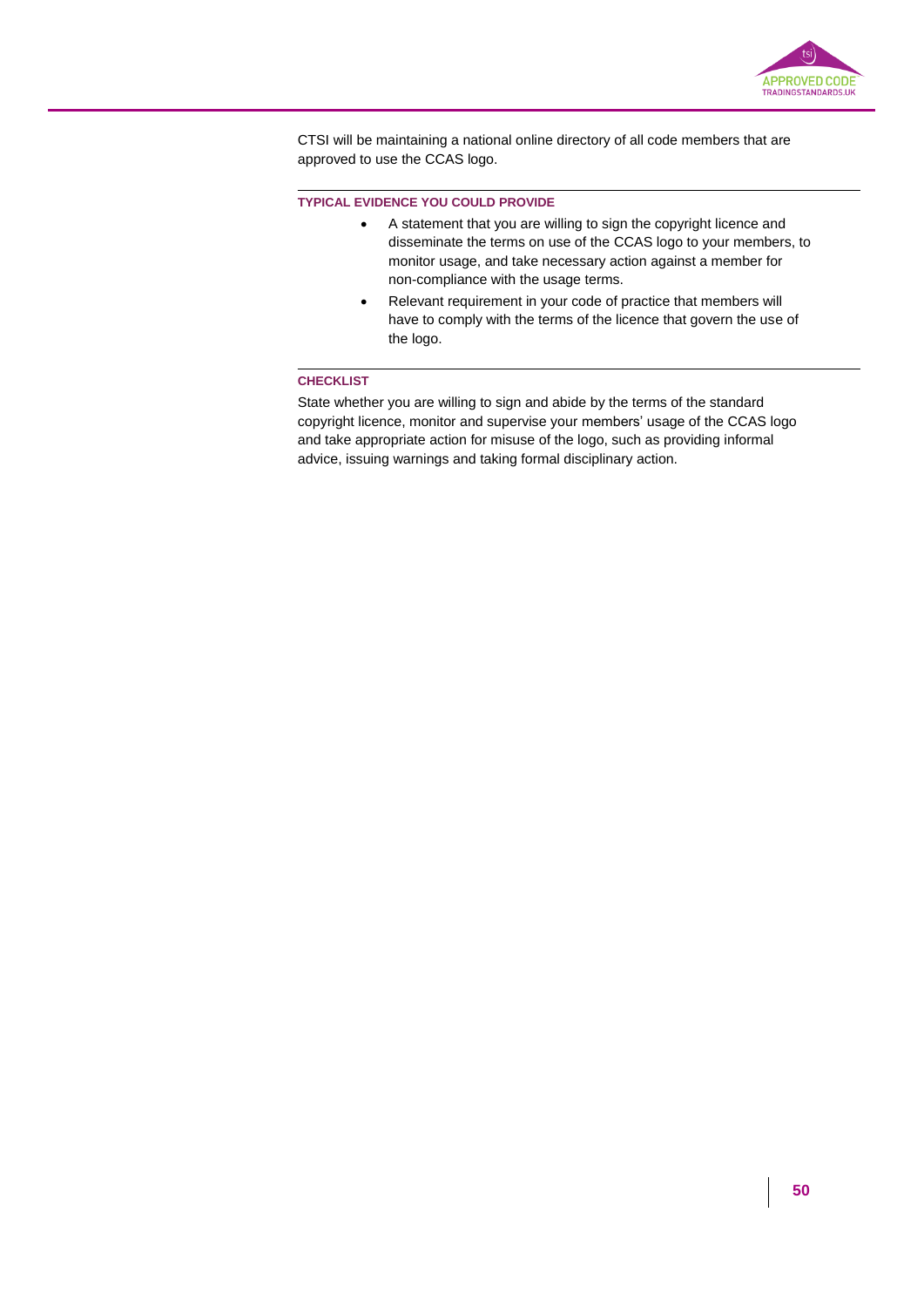CTSI will be maintaining a national online directory of all code members that are approved to use the CCAS logo.

#### TYPICAL EVIDENCE YOU COULD PROVIDE

- A statement that you are willing to sign the copyright licence and disseminate the terms on use of the CCAS logo to your members, to monitor usage, and take necessary action against a member for non-compliance with the usage terms.
- Relevant requirement in your code of practice that members will have to comply with the terms of the licence that govern the use of the logo.

#### CHECKLIST

State whether you are willing to sign and abide by the terms of the standard copyright licence, monitor and supervise your members' usage of the CCAS logo and take appropriate action for misuse of the logo, such as providing informal advice, issuing warnings and taking formal disciplinary action.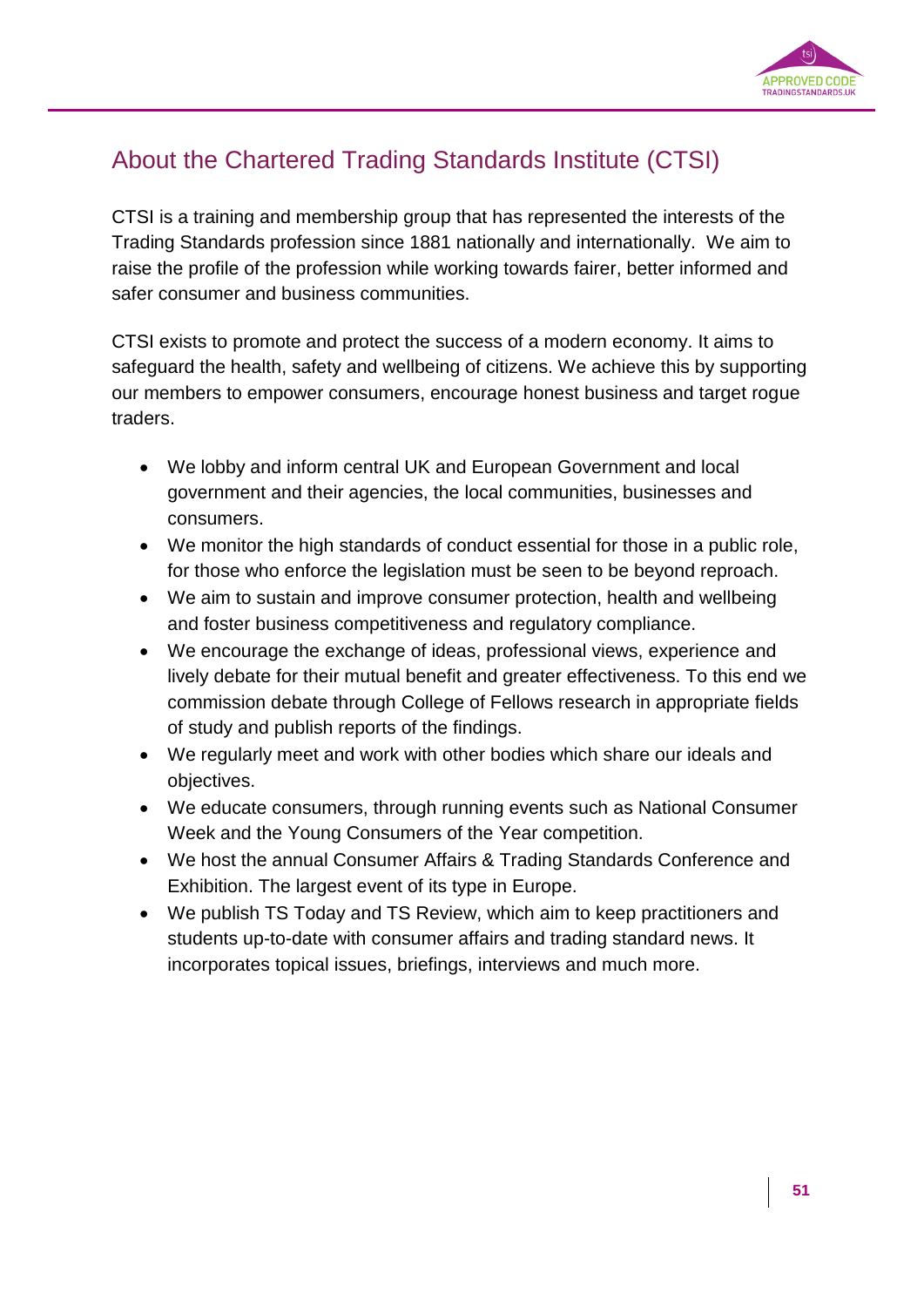# About the Chartered Trading Standards Institute (CTSI)

CTSI is a training and membership group that has represented the interests of the Trading Standards profession since 1881 nationally and internationally. We aim to raise the profile of the profession while working towards fairer, better informed and safer consumer and business communities.

CTSI exists to promote and protect the success of a modern economy. It aims to safeguard the health, safety and wellbeing of citizens. We achieve this by supporting our members to empower consumers, encourage honest business and target rogue traders.

- We lobby and inform central UK and European Government and local government and their agencies, the local communities, businesses and consumers.
- We monitor the high standards of conduct essential for those in a public role, for those who enforce the legislation must be seen to be beyond reproach.
- We aim to sustain and improve consumer protection, health and wellbeing and foster business competitiveness and regulatory compliance.
- We encourage the exchange of ideas, professional views, experience and lively debate for their mutual benefit and greater effectiveness. To this end we commission debate through College of Fellows research in appropriate fields of study and publish reports of the findings.
- We regularly meet and work with other bodies which share our ideals and objectives.
- We educate consumers, through running events such as National Consumer Week and the Young Consumers of the Year competition.
- We host the annual Consumer Affairs & Trading Standards Conference and Exhibition. The largest event of its type in Europe.
- We publish TS Today and TS Review, which aim to keep practitioners and students up-to-date with consumer affairs and trading standard news. It incorporates topical issues, briefings, interviews and much more.